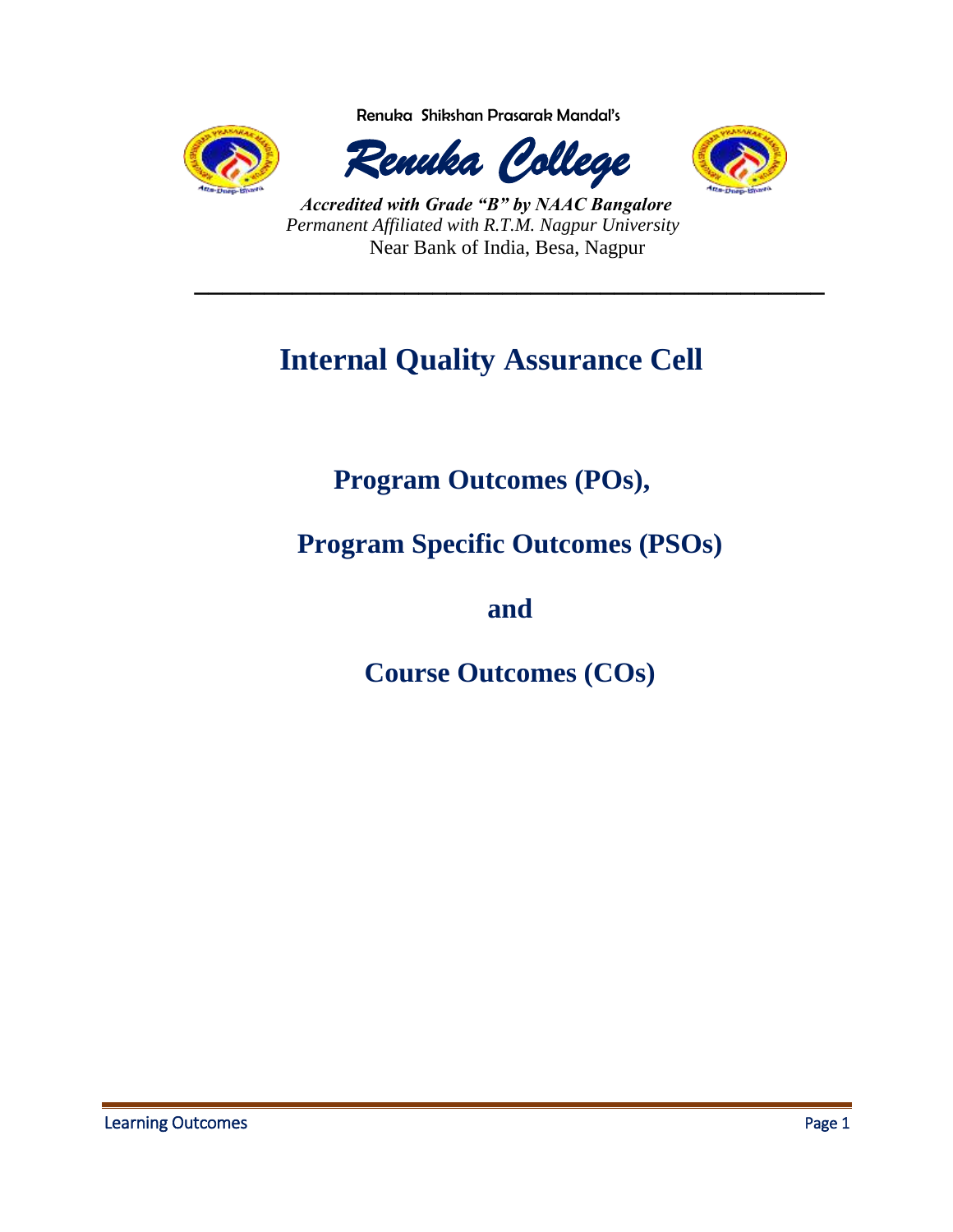Renuka Shikshan Prasarak Mandal's

# Renuka College

***Accredited with Grade "B" by NAAC Bangalore***

*Permanent Affiliated with R.T.M. Nagpur University*

Near Bank of India, Besa, Nagpur

---

# Internal Quality Assurance Cell

## Program Outcomes (POs),

## Program Specific Outcomes (PSOs)

## and

## Course Outcomes (COs)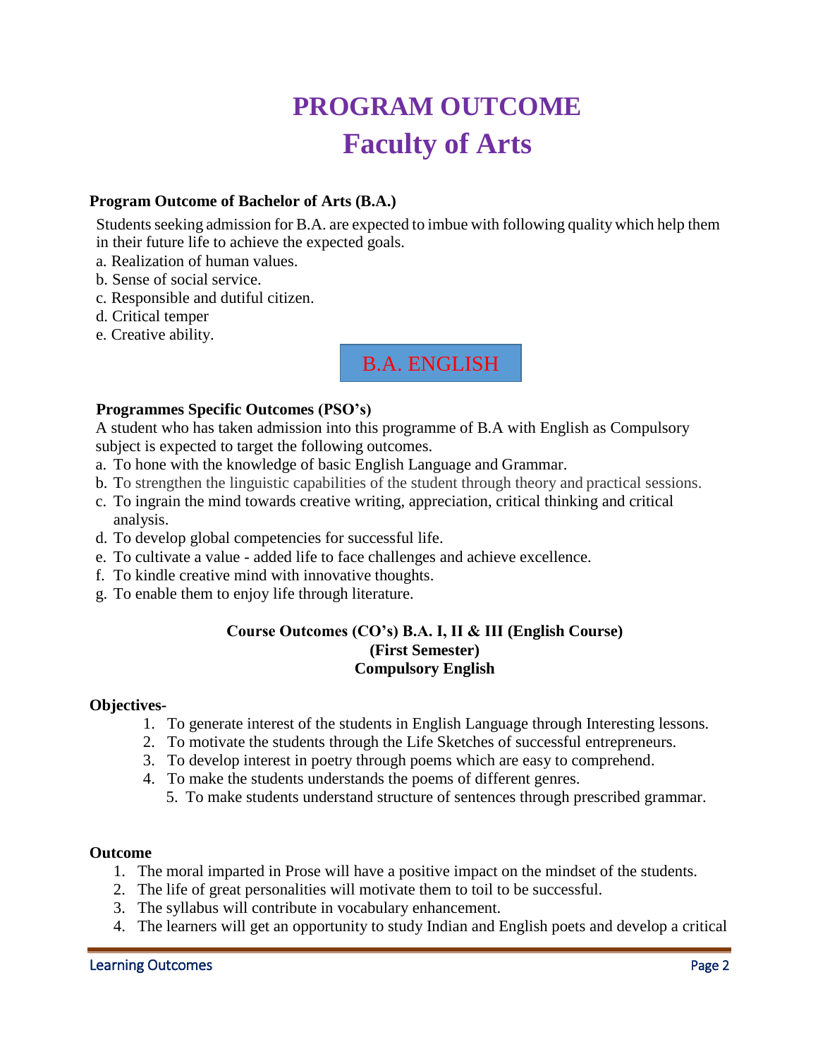# PROGRAM OUTCOME
# Faculty of Arts

**Program Outcome of Bachelor of Arts (B.A.)**

Students seeking admission for B.A. are expected to imbue with following quality which help them in their future life to achieve the expected goals.

a. Realization of human values.
b. Sense of social service.
c. Responsible and dutiful citizen.
d. Critical temper
e. Creative ability.

## B.A. ENGLISH

**Programmes Specific Outcomes (PSO's)**

A student who has taken admission into this programme of B.A with English as Compulsory subject is expected to target the following outcomes.

a. To hone with the knowledge of basic English Language and Grammar.
b. To strengthen the linguistic capabilities of the student through theory and practical sessions.
c. To ingrain the mind towards creative writing, appreciation, critical thinking and critical analysis.
d. To develop global competencies for successful life.
e. To cultivate a value - added life to face challenges and achieve excellence.
f. To kindle creative mind with innovative thoughts.
g. To enable them to enjoy life through literature.

**Course Outcomes (CO's) B.A. I, II & III (English Course)**
**(First Semester)**
**Compulsory English**

**Objectives-**

1. To generate interest of the students in English Language through Interesting lessons.
2. To motivate the students through the Life Sketches of successful entrepreneurs.
3. To develop interest in poetry through poems which are easy to comprehend.
4. To make the students understands the poems of different genres.
5. To make students understand structure of sentences through prescribed grammar.

**Outcome**

1. The moral imparted in Prose will have a positive impact on the mindset of the students.
2. The life of great personalities will motivate them to toil to be successful.
3. The syllabus will contribute in vocabulary enhancement.
4. The learners will get an opportunity to study Indian and English poets and develop a critical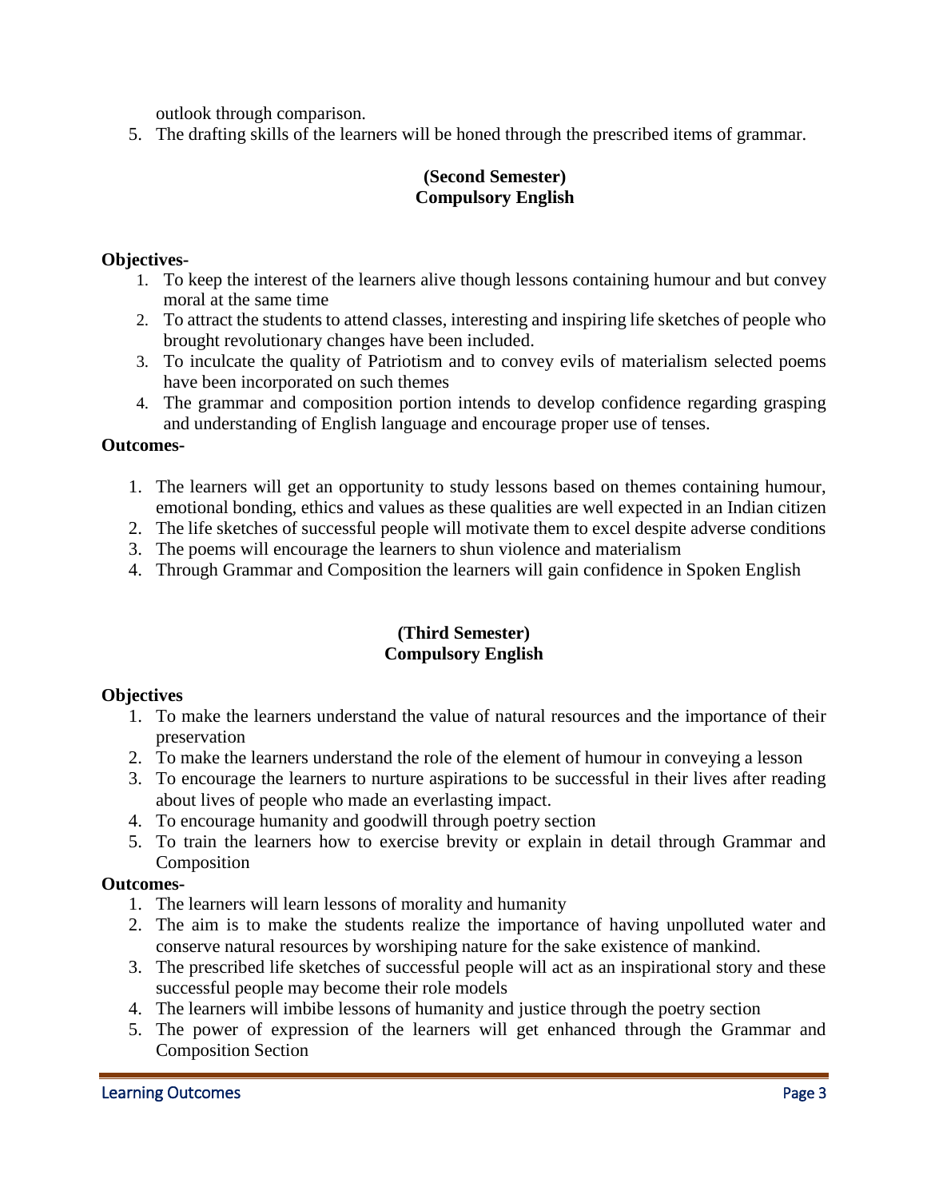outlook through comparison.

5. The drafting skills of the learners will be honed through the prescribed items of grammar.

## (Second Semester)
## Compulsory English

**Objectives-**

1. To keep the interest of the learners alive though lessons containing humour and but convey moral at the same time
2. To attract the students to attend classes, interesting and inspiring life sketches of people who brought revolutionary changes have been included.
3. To inculcate the quality of Patriotism and to convey evils of materialism selected poems have been incorporated on such themes
4. The grammar and composition portion intends to develop confidence regarding grasping and understanding of English language and encourage proper use of tenses.

**Outcomes-**

1. The learners will get an opportunity to study lessons based on themes containing humour, emotional bonding, ethics and values as these qualities are well expected in an Indian citizen
2. The life sketches of successful people will motivate them to excel despite adverse conditions
3. The poems will encourage the learners to shun violence and materialism
4. Through Grammar and Composition the learners will gain confidence in Spoken English

## (Third Semester)
## Compulsory English

**Objectives**

1. To make the learners understand the value of natural resources and the importance of their preservation
2. To make the learners understand the role of the element of humour in conveying a lesson
3. To encourage the learners to nurture aspirations to be successful in their lives after reading about lives of people who made an everlasting impact.
4. To encourage humanity and goodwill through poetry section
5. To train the learners how to exercise brevity or explain in detail through Grammar and Composition

**Outcomes-**

1. The learners will learn lessons of morality and humanity
2. The aim is to make the students realize the importance of having unpolluted water and conserve natural resources by worshiping nature for the sake existence of mankind.
3. The prescribed life sketches of successful people will act as an inspirational story and these successful people may become their role models
4. The learners will imbibe lessons of humanity and justice through the poetry section
5. The power of expression of the learners will get enhanced through the Grammar and Composition Section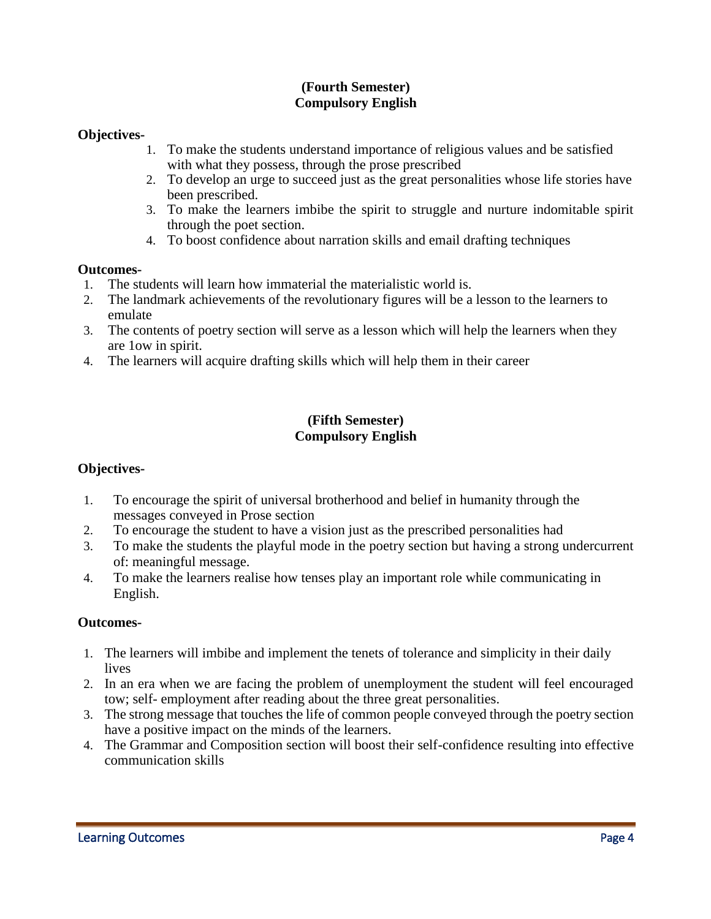**(Fourth Semester)**
**Compulsory English**

**Objectives-**

1. To make the students understand importance of religious values and be satisfied with what they possess, through the prose prescribed
2. To develop an urge to succeed just as the great personalities whose life stories have been prescribed.
3. To make the learners imbibe the spirit to struggle and nurture indomitable spirit through the poet section.
4. To boost confidence about narration skills and email drafting techniques

**Outcomes-**

1. The students will learn how immaterial the materialistic world is.
2. The landmark achievements of the revolutionary figures will be a lesson to the learners to emulate
3. The contents of poetry section will serve as a lesson which will help the learners when they are 1ow in spirit.
4. The learners will acquire drafting skills which will help them in their career

**(Fifth Semester)**
**Compulsory English**

**Objectives-**

1. To encourage the spirit of universal brotherhood and belief in humanity through the messages conveyed in Prose section
2. To encourage the student to have a vision just as the prescribed personalities had
3. To make the students the playful mode in the poetry section but having a strong undercurrent of: meaningful message.
4. To make the learners realise how tenses play an important role while communicating in English.

**Outcomes-**

1. The learners will imbibe and implement the tenets of tolerance and simplicity in their daily lives
2. In an era when we are facing the problem of unemployment the student will feel encouraged tow; self- employment after reading about the three great personalities.
3. The strong message that touches the life of common people conveyed through the poetry section have a positive impact on the minds of the learners.
4. The Grammar and Composition section will boost their self-confidence resulting into effective communication skills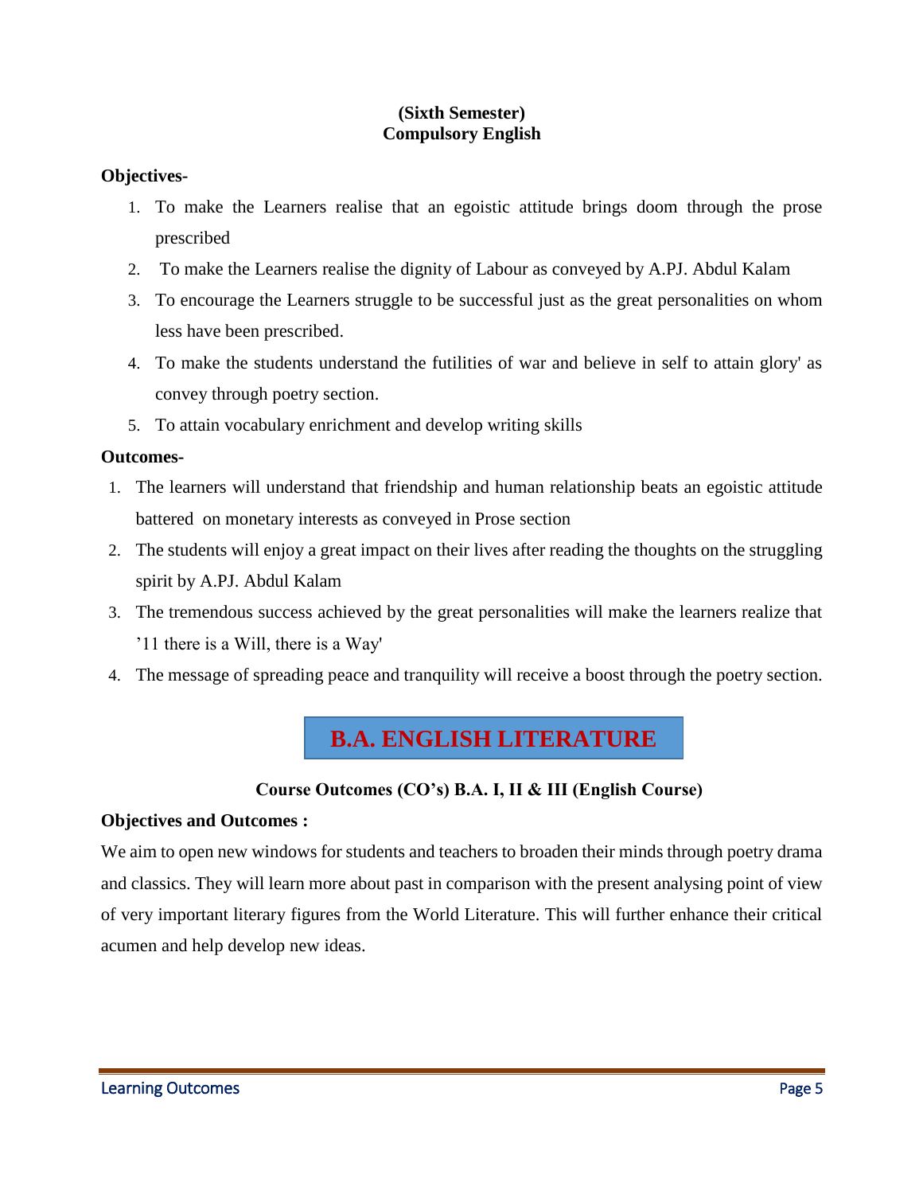**(Sixth Semester)**
**Compulsory English**

**Objectives-**

1. To make the Learners realise that an egoistic attitude brings doom through the prose prescribed
2. To make the Learners realise the dignity of Labour as conveyed by A.PJ. Abdul Kalam
3. To encourage the Learners struggle to be successful just as the great personalities on whom less have been prescribed.
4. To make the students understand the futilities of war and believe in self to attain glory' as convey through poetry section.
5. To attain vocabulary enrichment and develop writing skills

**Outcomes-**

1. The learners will understand that friendship and human relationship beats an egoistic attitude battered on monetary interests as conveyed in Prose section
2. The students will enjoy a great impact on their lives after reading the thoughts on the struggling spirit by A.PJ. Abdul Kalam
3. The tremendous success achieved by the great personalities will make the learners realize that '11 there is a Will, there is a Way'
4. The message of spreading peace and tranquility will receive a boost through the poetry section.

# B.A. ENGLISH LITERATURE

**Course Outcomes (CO's) B.A. I, II & III (English Course)**

**Objectives and Outcomes :**

We aim to open new windows for students and teachers to broaden their minds through poetry drama and classics. They will learn more about past in comparison with the present analysing point of view of very important literary figures from the World Literature. This will further enhance their critical acumen and help develop new ideas.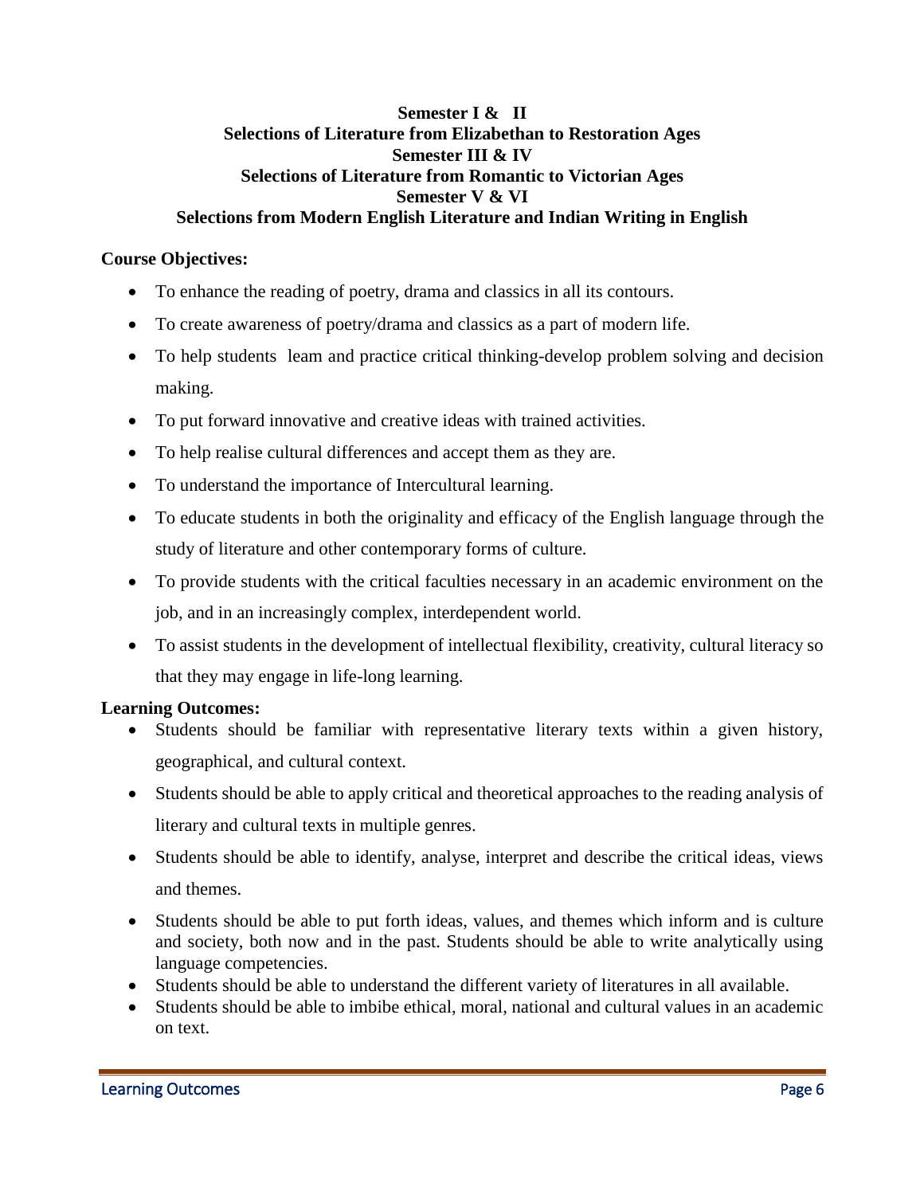**Semester I & II**
**Selections of Literature from Elizabethan to Restoration Ages**
**Semester III & IV**
**Selections of Literature from Romantic to Victorian Ages**
**Semester V & VI**
**Selections from Modern English Literature and Indian Writing in English**

**Course Objectives:**

- To enhance the reading of poetry, drama and classics in all its contours.
- To create awareness of poetry/drama and classics as a part of modern life.
- To help students leam and practice critical thinking-develop problem solving and decision making.
- To put forward innovative and creative ideas with trained activities.
- To help realise cultural differences and accept them as they are.
- To understand the importance of Intercultural learning.
- To educate students in both the originality and efficacy of the English language through the study of literature and other contemporary forms of culture.
- To provide students with the critical faculties necessary in an academic environment on the job, and in an increasingly complex, interdependent world.
- To assist students in the development of intellectual flexibility, creativity, cultural literacy so that they may engage in life-long learning.

**Learning Outcomes:**

- Students should be familiar with representative literary texts within a given history, geographical, and cultural context.
- Students should be able to apply critical and theoretical approaches to the reading analysis of literary and cultural texts in multiple genres.
- Students should be able to identify, analyse, interpret and describe the critical ideas, views and themes.
- Students should be able to put forth ideas, values, and themes which inform and is culture and society, both now and in the past. Students should be able to write analytically using language competencies.
- Students should be able to understand the different variety of literatures in all available.
- Students should be able to imbibe ethical, moral, national and cultural values in an academic on text.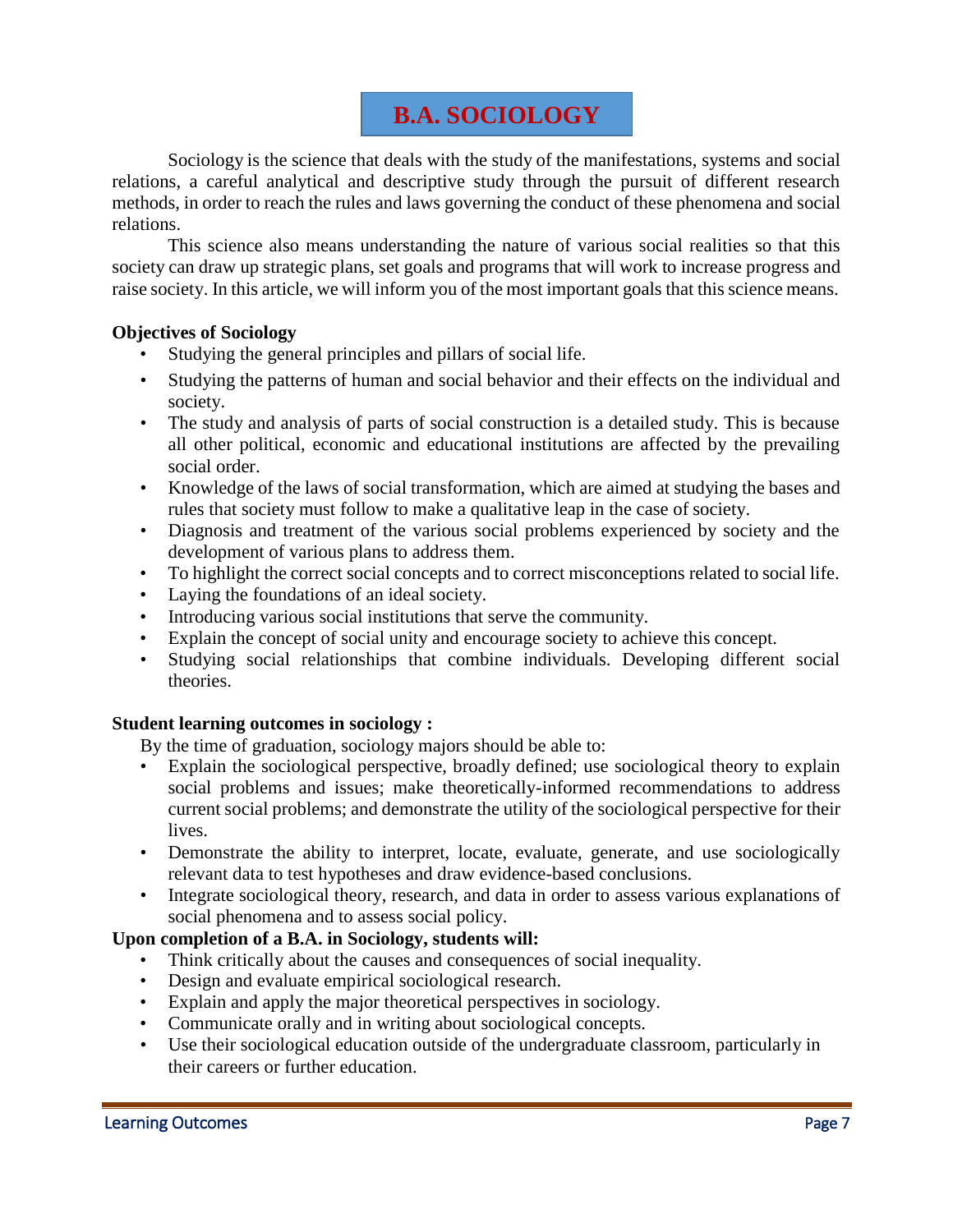# B.A. SOCIOLOGY

Sociology is the science that deals with the study of the manifestations, systems and social relations, a careful analytical and descriptive study through the pursuit of different research methods, in order to reach the rules and laws governing the conduct of these phenomena and social relations.

This science also means understanding the nature of various social realities so that this society can draw up strategic plans, set goals and programs that will work to increase progress and raise society. In this article, we will inform you of the most important goals that this science means.

**Objectives of Sociology**

- Studying the general principles and pillars of social life.
- Studying the patterns of human and social behavior and their effects on the individual and society.
- The study and analysis of parts of social construction is a detailed study. This is because all other political, economic and educational institutions are affected by the prevailing social order.
- Knowledge of the laws of social transformation, which are aimed at studying the bases and rules that society must follow to make a qualitative leap in the case of society.
- Diagnosis and treatment of the various social problems experienced by society and the development of various plans to address them.
- To highlight the correct social concepts and to correct misconceptions related to social life.
- Laying the foundations of an ideal society.
- Introducing various social institutions that serve the community.
- Explain the concept of social unity and encourage society to achieve this concept.
- Studying social relationships that combine individuals. Developing different social theories.

**Student learning outcomes in sociology :**

By the time of graduation, sociology majors should be able to:

- Explain the sociological perspective, broadly defined; use sociological theory to explain social problems and issues; make theoretically-informed recommendations to address current social problems; and demonstrate the utility of the sociological perspective for their lives.
- Demonstrate the ability to interpret, locate, evaluate, generate, and use sociologically relevant data to test hypotheses and draw evidence-based conclusions.
- Integrate sociological theory, research, and data in order to assess various explanations of social phenomena and to assess social policy.

**Upon completion of a B.A. in Sociology, students will:**

- Think critically about the causes and consequences of social inequality.
- Design and evaluate empirical sociological research.
- Explain and apply the major theoretical perspectives in sociology.
- Communicate orally and in writing about sociological concepts.
- Use their sociological education outside of the undergraduate classroom, particularly in their careers or further education.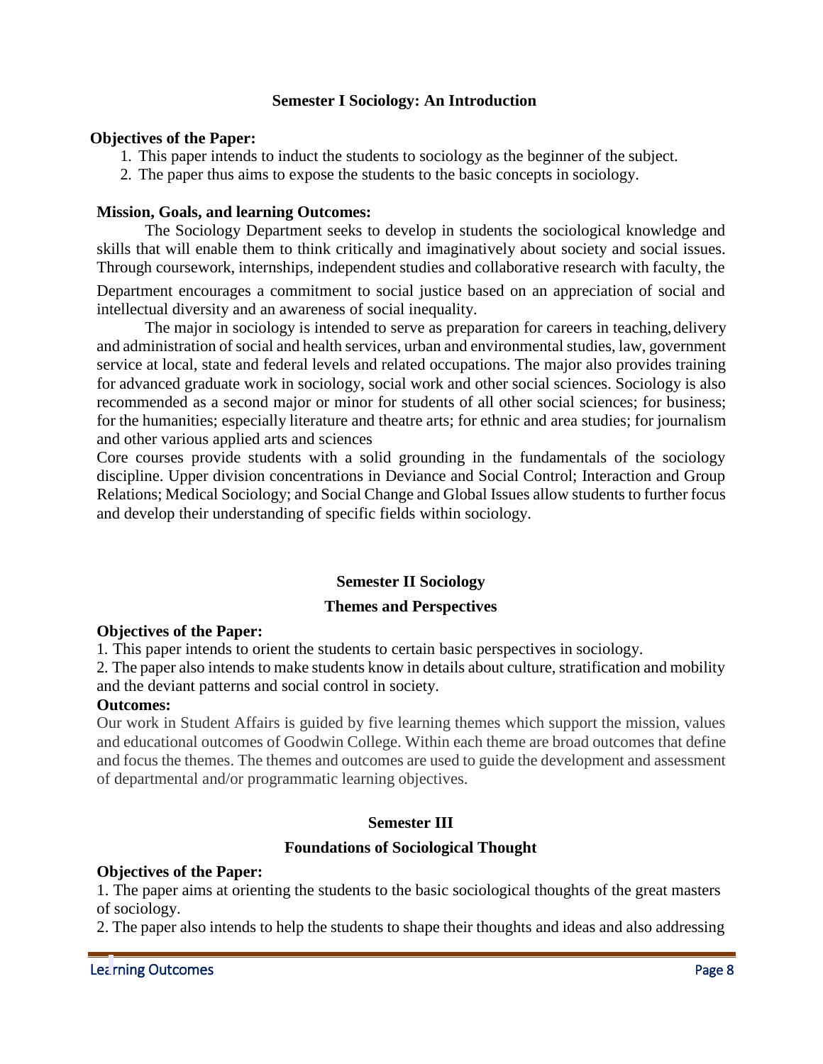## Semester I Sociology: An Introduction

**Objectives of the Paper:**

1. This paper intends to induct the students to sociology as the beginner of the subject.
2. The paper thus aims to expose the students to the basic concepts in sociology.

**Mission, Goals, and learning Outcomes:**

The Sociology Department seeks to develop in students the sociological knowledge and skills that will enable them to think critically and imaginatively about society and social issues. Through coursework, internships, independent studies and collaborative research with faculty, the Department encourages a commitment to social justice based on an appreciation of social and intellectual diversity and an awareness of social inequality.

The major in sociology is intended to serve as preparation for careers in teaching, delivery and administration of social and health services, urban and environmental studies, law, government service at local, state and federal levels and related occupations. The major also provides training for advanced graduate work in sociology, social work and other social sciences. Sociology is also recommended as a second major or minor for students of all other social sciences; for business; for the humanities; especially literature and theatre arts; for ethnic and area studies; for journalism and other various applied arts and sciences

Core courses provide students with a solid grounding in the fundamentals of the sociology discipline. Upper division concentrations in Deviance and Social Control; Interaction and Group Relations; Medical Sociology; and Social Change and Global Issues allow students to further focus and develop their understanding of specific fields within sociology.

## Semester II Sociology

### Themes and Perspectives

**Objectives of the Paper:**

1. This paper intends to orient the students to certain basic perspectives in sociology.
2. The paper also intends to make students know in details about culture, stratification and mobility and the deviant patterns and social control in society.

**Outcomes:**

Our work in Student Affairs is guided by five learning themes which support the mission, values and educational outcomes of Goodwin College. Within each theme are broad outcomes that define and focus the themes. The themes and outcomes are used to guide the development and assessment of departmental and/or programmatic learning objectives.

## Semester III

### Foundations of Sociological Thought

**Objectives of the Paper:**

1. The paper aims at orienting the students to the basic sociological thoughts of the great masters of sociology.
2. The paper also intends to help the students to shape their thoughts and ideas and also addressing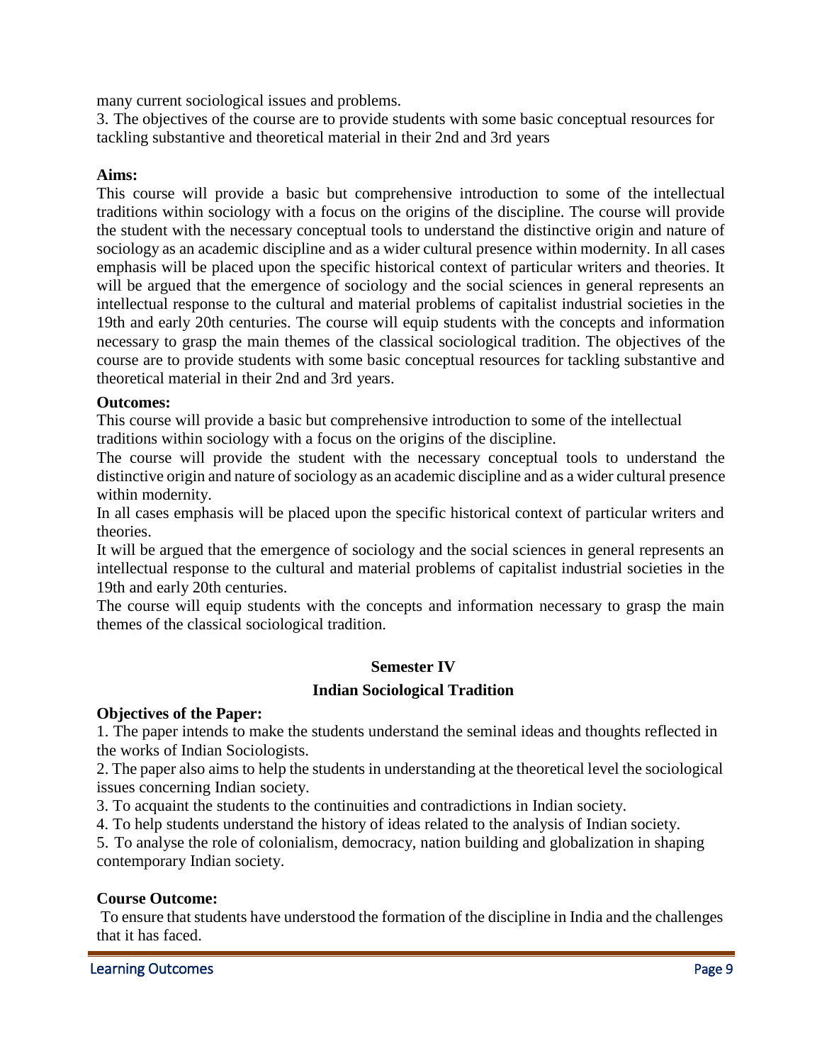many current sociological issues and problems.

3. The objectives of the course are to provide students with some basic conceptual resources for tackling substantive and theoretical material in their 2nd and 3rd years

**Aims:**

This course will provide a basic but comprehensive introduction to some of the intellectual traditions within sociology with a focus on the origins of the discipline. The course will provide the student with the necessary conceptual tools to understand the distinctive origin and nature of sociology as an academic discipline and as a wider cultural presence within modernity. In all cases emphasis will be placed upon the specific historical context of particular writers and theories. It will be argued that the emergence of sociology and the social sciences in general represents an intellectual response to the cultural and material problems of capitalist industrial societies in the 19th and early 20th centuries. The course will equip students with the concepts and information necessary to grasp the main themes of the classical sociological tradition. The objectives of the course are to provide students with some basic conceptual resources for tackling substantive and theoretical material in their 2nd and 3rd years.

**Outcomes:**

This course will provide a basic but comprehensive introduction to some of the intellectual traditions within sociology with a focus on the origins of the discipline.

The course will provide the student with the necessary conceptual tools to understand the distinctive origin and nature of sociology as an academic discipline and as a wider cultural presence within modernity.

In all cases emphasis will be placed upon the specific historical context of particular writers and theories.

It will be argued that the emergence of sociology and the social sciences in general represents an intellectual response to the cultural and material problems of capitalist industrial societies in the 19th and early 20th centuries.

The course will equip students with the concepts and information necessary to grasp the main themes of the classical sociological tradition.

## Semester IV

## Indian Sociological Tradition

**Objectives of the Paper:**

1. The paper intends to make the students understand the seminal ideas and thoughts reflected in the works of Indian Sociologists.
2. The paper also aims to help the students in understanding at the theoretical level the sociological issues concerning Indian society.
3. To acquaint the students to the continuities and contradictions in Indian society.
4. To help students understand the history of ideas related to the analysis of Indian society.
5. To analyse the role of colonialism, democracy, nation building and globalization in shaping contemporary Indian society.

**Course Outcome:**

To ensure that students have understood the formation of the discipline in India and the challenges that it has faced.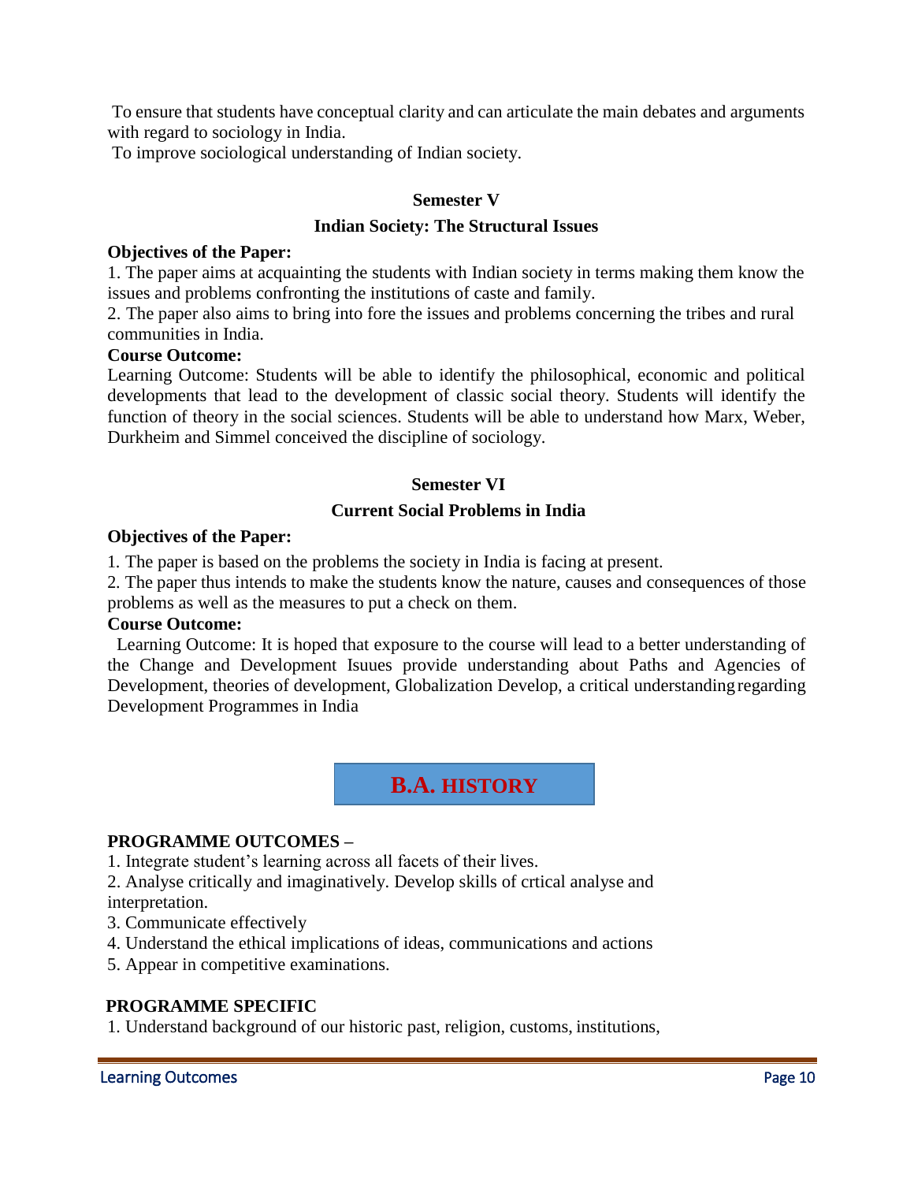To ensure that students have conceptual clarity and can articulate the main debates and arguments with regard to sociology in India.

To improve sociological understanding of Indian society.

### Semester V

### Indian Society: The Structural Issues

**Objectives of the Paper:**

1. The paper aims at acquainting the students with Indian society in terms making them know the issues and problems confronting the institutions of caste and family.
2. The paper also aims to bring into fore the issues and problems concerning the tribes and rural communities in India.

**Course Outcome:**

Learning Outcome: Students will be able to identify the philosophical, economic and political developments that lead to the development of classic social theory. Students will identify the function of theory in the social sciences. Students will be able to understand how Marx, Weber, Durkheim and Simmel conceived the discipline of sociology.

### Semester VI

### Current Social Problems in India

**Objectives of the Paper:**

1. The paper is based on the problems the society in India is facing at present.
2. The paper thus intends to make the students know the nature, causes and consequences of those problems as well as the measures to put a check on them.

**Course Outcome:**

Learning Outcome: It is hoped that exposure to the course will lead to a better understanding of the Change and Development Isuues provide understanding about Paths and Agencies of Development, theories of development, Globalization Develop, a critical understanding regarding Development Programmes in India

## B.A. HISTORY

**PROGRAMME OUTCOMES –**

1. Integrate student's learning across all facets of their lives.
2. Analyse critically and imaginatively. Develop skills of crtical analyse and interpretation.
3. Communicate effectively
4. Understand the ethical implications of ideas, communications and actions
5. Appear in competitive examinations.

**PROGRAMME SPECIFIC**

1. Understand background of our historic past, religion, customs, institutions,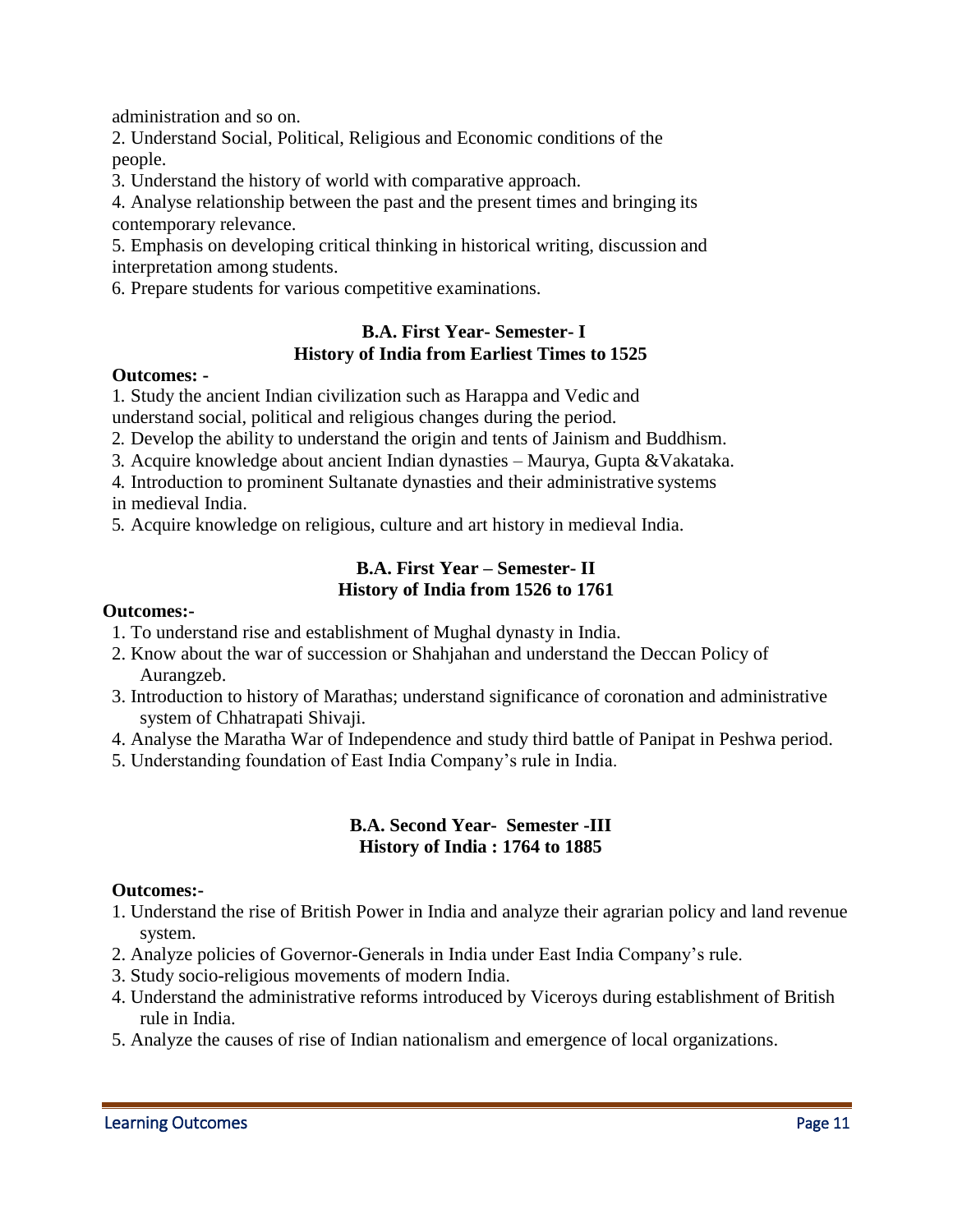administration and so on.

2. Understand Social, Political, Religious and Economic conditions of the people.
3. Understand the history of world with comparative approach.
4. Analyse relationship between the past and the present times and bringing its contemporary relevance.
5. Emphasis on developing critical thinking in historical writing, discussion and interpretation among students.
6. Prepare students for various competitive examinations.

### B.A. First Year- Semester- I
### History of India from Earliest Times to 1525

**Outcomes: -**

1. Study the ancient Indian civilization such as Harappa and Vedic and understand social, political and religious changes during the period.
2. Develop the ability to understand the origin and tents of Jainism and Buddhism.
3. Acquire knowledge about ancient Indian dynasties – Maurya, Gupta &Vakataka.
4. Introduction to prominent Sultanate dynasties and their administrative systems in medieval India.
5. Acquire knowledge on religious, culture and art history in medieval India.

### B.A. First Year – Semester- II
### History of India from 1526 to 1761

**Outcomes:-**

1. To understand rise and establishment of Mughal dynasty in India.
2. Know about the war of succession or Shahjahan and understand the Deccan Policy of Aurangzeb.
3. Introduction to history of Marathas; understand significance of coronation and administrative system of Chhatrapati Shivaji.
4. Analyse the Maratha War of Independence and study third battle of Panipat in Peshwa period.
5. Understanding foundation of East India Company's rule in India.

### B.A. Second Year- Semester -III
### History of India : 1764 to 1885

**Outcomes:-**

1. Understand the rise of British Power in India and analyze their agrarian policy and land revenue system.
2. Analyze policies of Governor-Generals in India under East India Company's rule.
3. Study socio-religious movements of modern India.
4. Understand the administrative reforms introduced by Viceroys during establishment of British rule in India.
5. Analyze the causes of rise of Indian nationalism and emergence of local organizations.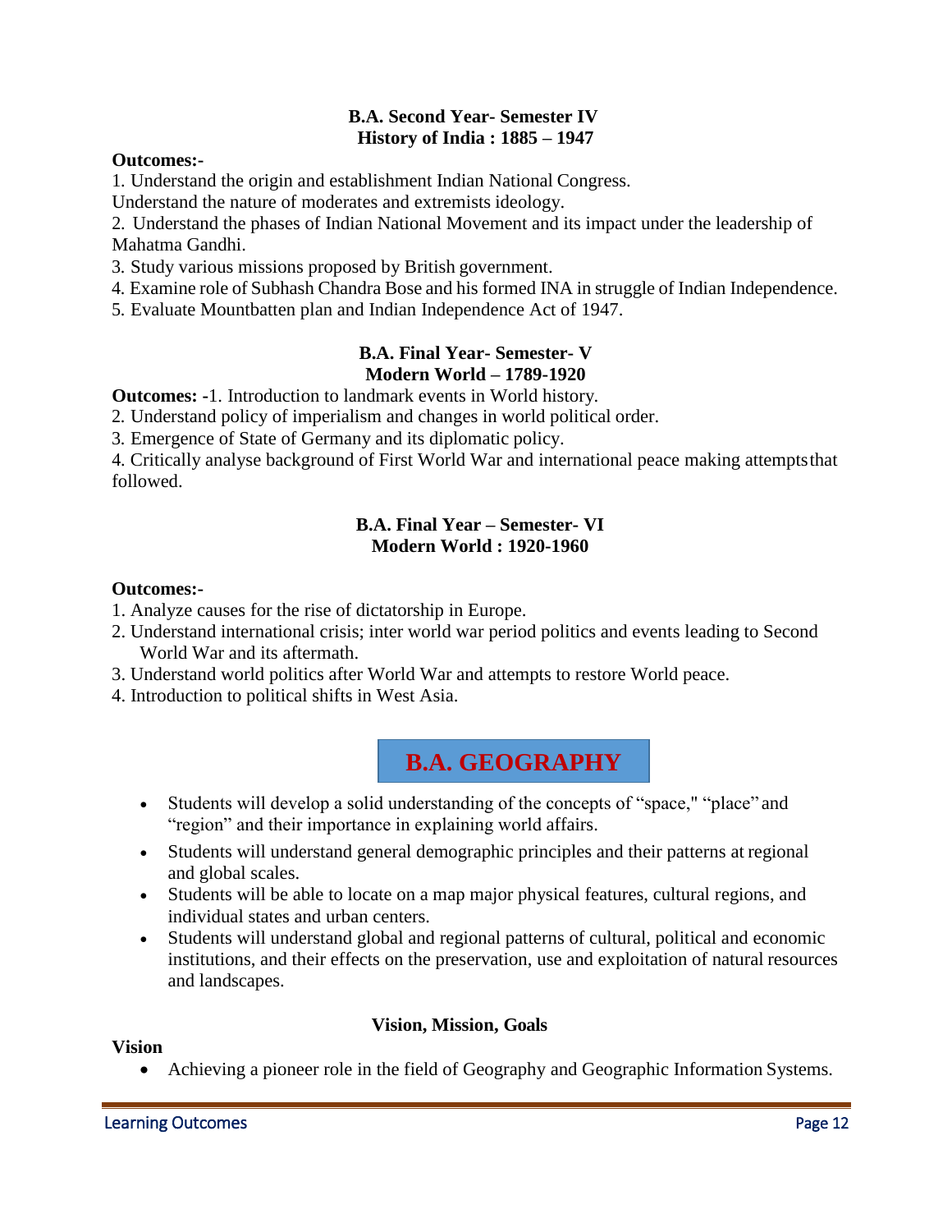### B.A. Second Year- Semester IV
### History of India : 1885 – 1947

**Outcomes:-**

1. Understand the origin and establishment Indian National Congress.
Understand the nature of moderates and extremists ideology.
2. Understand the phases of Indian National Movement and its impact under the leadership of Mahatma Gandhi.
3. Study various missions proposed by British government.
4. Examine role of Subhash Chandra Bose and his formed INA in struggle of Indian Independence.
5. Evaluate Mountbatten plan and Indian Independence Act of 1947.

### B.A. Final Year- Semester- V
### Modern World – 1789-1920

**Outcomes:** -1. Introduction to landmark events in World history.
2. Understand policy of imperialism and changes in world political order.
3. Emergence of State of Germany and its diplomatic policy.
4. Critically analyse background of First World War and international peace making attempts that followed.

### B.A. Final Year – Semester- VI
### Modern World : 1920-1960

**Outcomes:-**

1. Analyze causes for the rise of dictatorship in Europe.
2. Understand international crisis; inter world war period politics and events leading to Second World War and its aftermath.
3. Understand world politics after World War and attempts to restore World peace.
4. Introduction to political shifts in West Asia.

## B.A. GEOGRAPHY

- Students will develop a solid understanding of the concepts of "space," "place" and "region" and their importance in explaining world affairs.
- Students will understand general demographic principles and their patterns at regional and global scales.
- Students will be able to locate on a map major physical features, cultural regions, and individual states and urban centers.
- Students will understand global and regional patterns of cultural, political and economic institutions, and their effects on the preservation, use and exploitation of natural resources and landscapes.

### Vision, Mission, Goals

**Vision**

- Achieving a pioneer role in the field of Geography and Geographic Information Systems.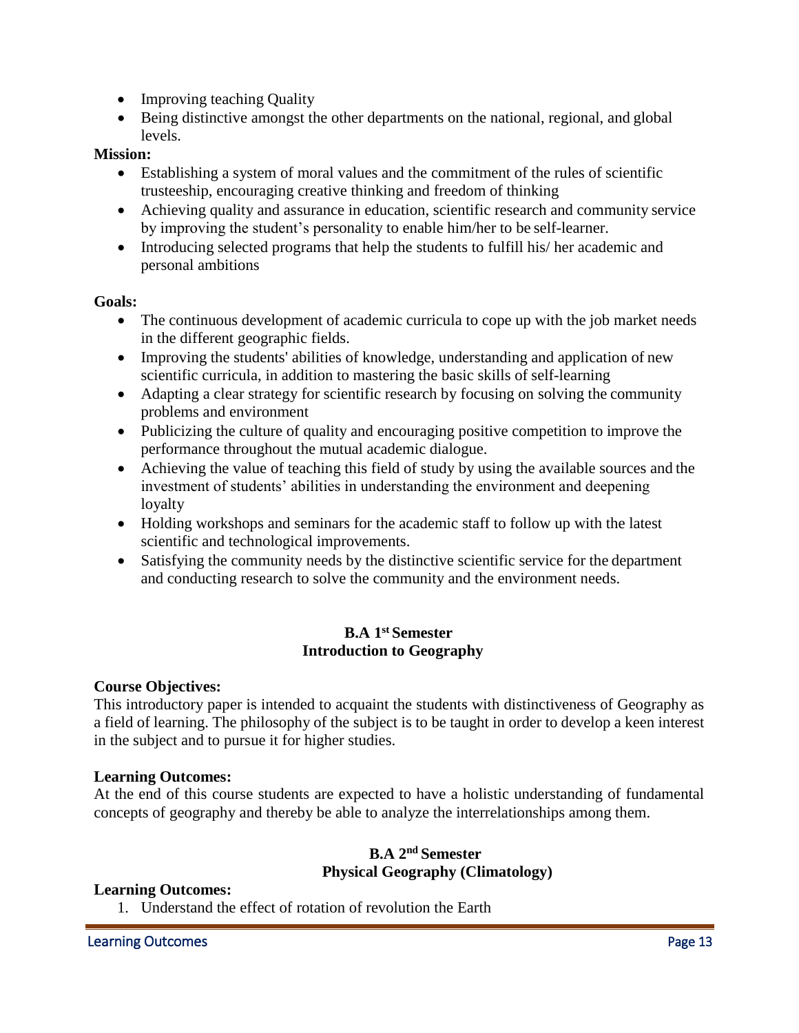- Improving teaching Quality
- Being distinctive amongst the other departments on the national, regional, and global levels.

**Mission:**

- Establishing a system of moral values and the commitment of the rules of scientific trusteeship, encouraging creative thinking and freedom of thinking
- Achieving quality and assurance in education, scientific research and community service by improving the student's personality to enable him/her to be self-learner.
- Introducing selected programs that help the students to fulfill his/ her academic and personal ambitions

**Goals:**

- The continuous development of academic curricula to cope up with the job market needs in the different geographic fields.
- Improving the students' abilities of knowledge, understanding and application of new scientific curricula, in addition to mastering the basic skills of self-learning
- Adapting a clear strategy for scientific research by focusing on solving the community problems and environment
- Publicizing the culture of quality and encouraging positive competition to improve the performance throughout the mutual academic dialogue.
- Achieving the value of teaching this field of study by using the available sources and the investment of students' abilities in understanding the environment and deepening loyalty
- Holding workshops and seminars for the academic staff to follow up with the latest scientific and technological improvements.
- Satisfying the community needs by the distinctive scientific service for the department and conducting research to solve the community and the environment needs.

## B.A 1st Semester
## Introduction to Geography

**Course Objectives:**

This introductory paper is intended to acquaint the students with distinctiveness of Geography as a field of learning. The philosophy of the subject is to be taught in order to develop a keen interest in the subject and to pursue it for higher studies.

**Learning Outcomes:**

At the end of this course students are expected to have a holistic understanding of fundamental concepts of geography and thereby be able to analyze the interrelationships among them.

## B.A 2nd Semester
## Physical Geography (Climatology)

**Learning Outcomes:**

1. Understand the effect of rotation of revolution the Earth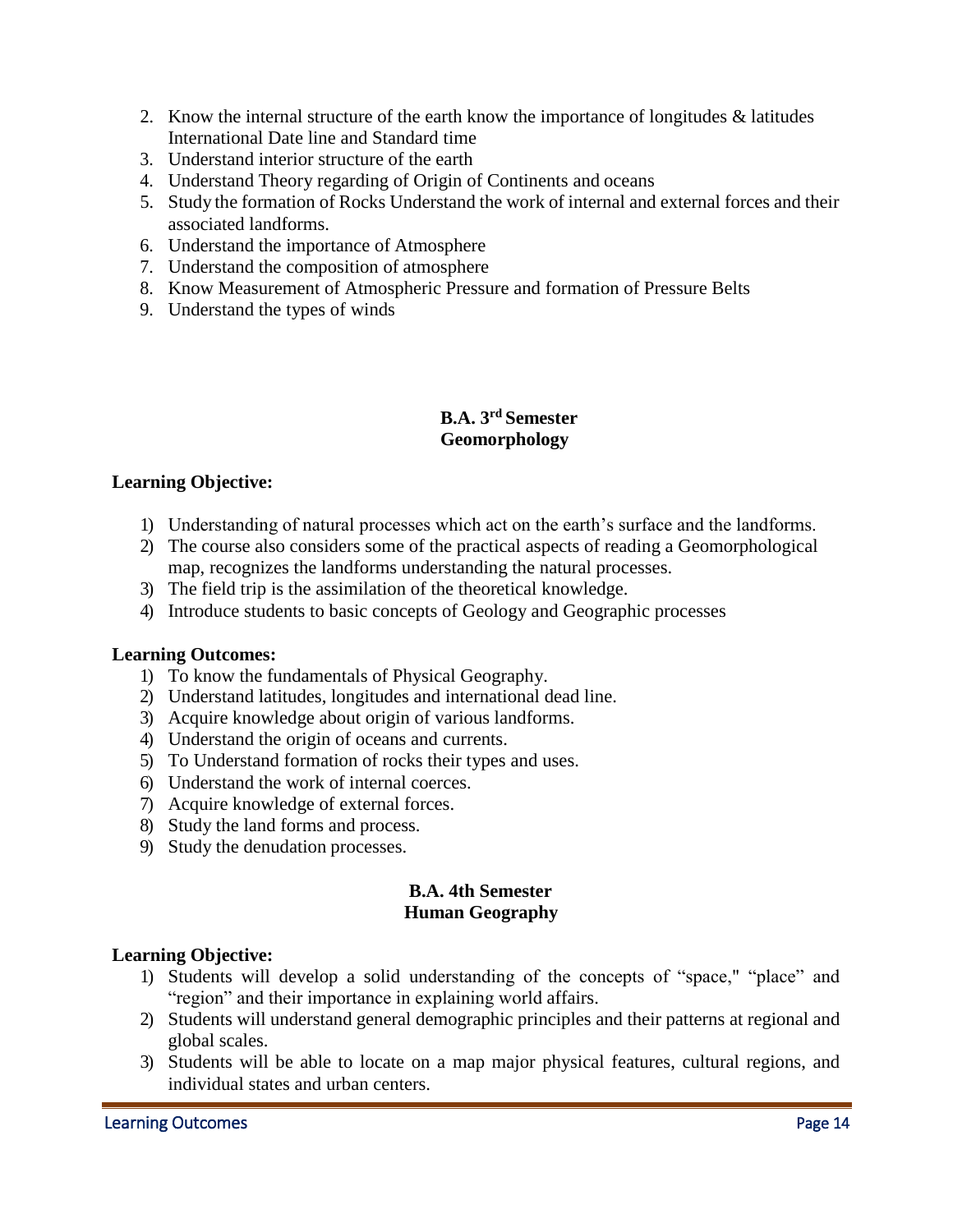2. Know the internal structure of the earth know the importance of longitudes & latitudes International Date line and Standard time
3. Understand interior structure of the earth
4. Understand Theory regarding of Origin of Continents and oceans
5. Study the formation of Rocks Understand the work of internal and external forces and their associated landforms.
6. Understand the importance of Atmosphere
7. Understand the composition of atmosphere
8. Know Measurement of Atmospheric Pressure and formation of Pressure Belts
9. Understand the types of winds

### B.A. 3rd Semester
### Geomorphology

**Learning Objective:**

1) Understanding of natural processes which act on the earth's surface and the landforms.
2) The course also considers some of the practical aspects of reading a Geomorphological map, recognizes the landforms understanding the natural processes.
3) The field trip is the assimilation of the theoretical knowledge.
4) Introduce students to basic concepts of Geology and Geographic processes

**Learning Outcomes:**

1) To know the fundamentals of Physical Geography.
2) Understand latitudes, longitudes and international dead line.
3) Acquire knowledge about origin of various landforms.
4) Understand the origin of oceans and currents.
5) To Understand formation of rocks their types and uses.
6) Understand the work of internal coerces.
7) Acquire knowledge of external forces.
8) Study the land forms and process.
9) Study the denudation processes.

### B.A. 4th Semester
### Human Geography

**Learning Objective:**

1) Students will develop a solid understanding of the concepts of "space," "place" and "region" and their importance in explaining world affairs.
2) Students will understand general demographic principles and their patterns at regional and global scales.
3) Students will be able to locate on a map major physical features, cultural regions, and individual states and urban centers.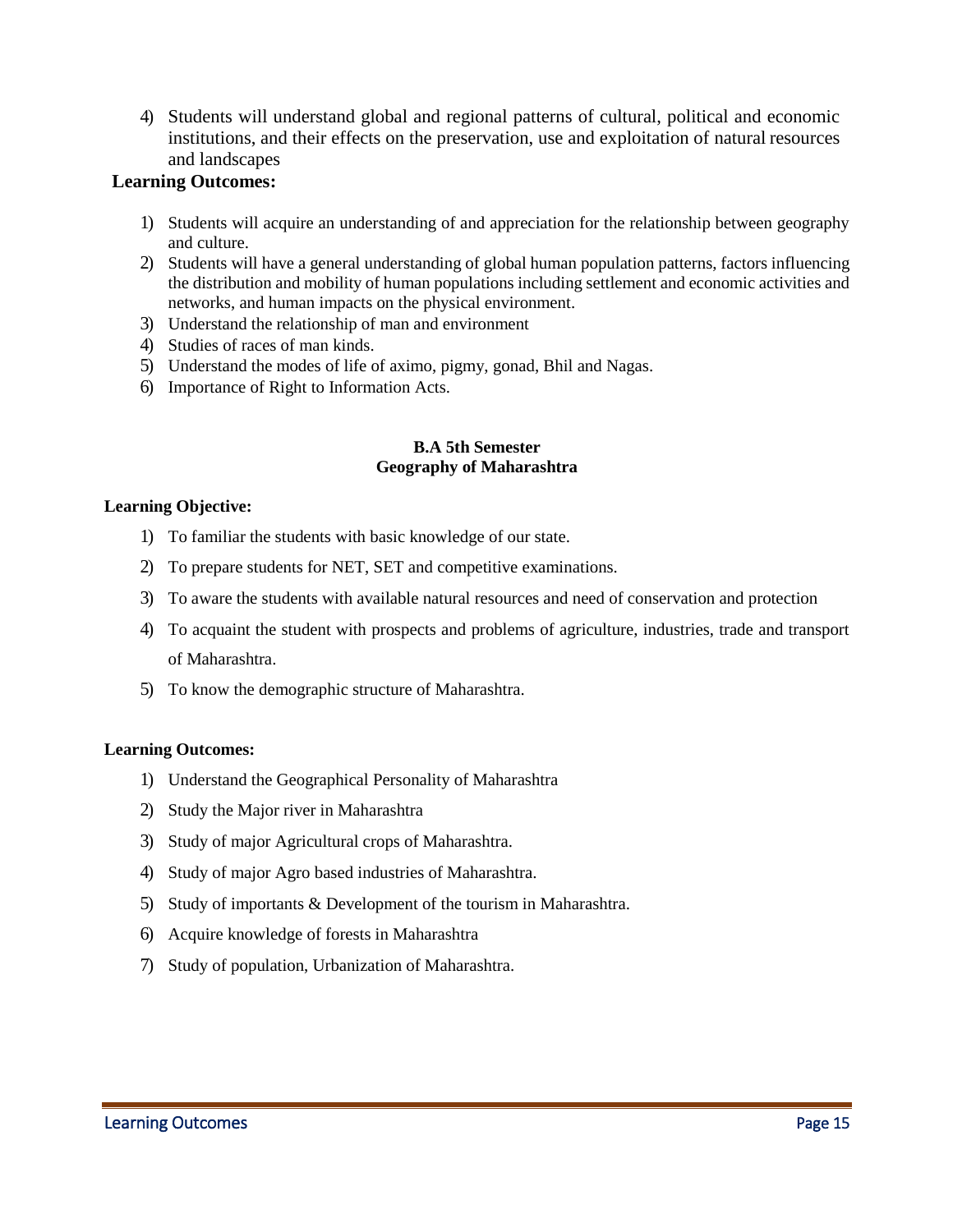4) Students will understand global and regional patterns of cultural, political and economic institutions, and their effects on the preservation, use and exploitation of natural resources and landscapes

**Learning Outcomes:**

1) Students will acquire an understanding of and appreciation for the relationship between geography and culture.
2) Students will have a general understanding of global human population patterns, factors influencing the distribution and mobility of human populations including settlement and economic activities and networks, and human impacts on the physical environment.
3) Understand the relationship of man and environment
4) Studies of races of man kinds.
5) Understand the modes of life of aximo, pigmy, gonad, Bhil and Nagas.
6) Importance of Right to Information Acts.

## B.A 5th Semester
## Geography of Maharashtra

**Learning Objective:**

1) To familiar the students with basic knowledge of our state.
2) To prepare students for NET, SET and competitive examinations.
3) To aware the students with available natural resources and need of conservation and protection
4) To acquaint the student with prospects and problems of agriculture, industries, trade and transport of Maharashtra.
5) To know the demographic structure of Maharashtra.

**Learning Outcomes:**

1) Understand the Geographical Personality of Maharashtra
2) Study the Major river in Maharashtra
3) Study of major Agricultural crops of Maharashtra.
4) Study of major Agro based industries of Maharashtra.
5) Study of importants & Development of the tourism in Maharashtra.
6) Acquire knowledge of forests in Maharashtra
7) Study of population, Urbanization of Maharashtra.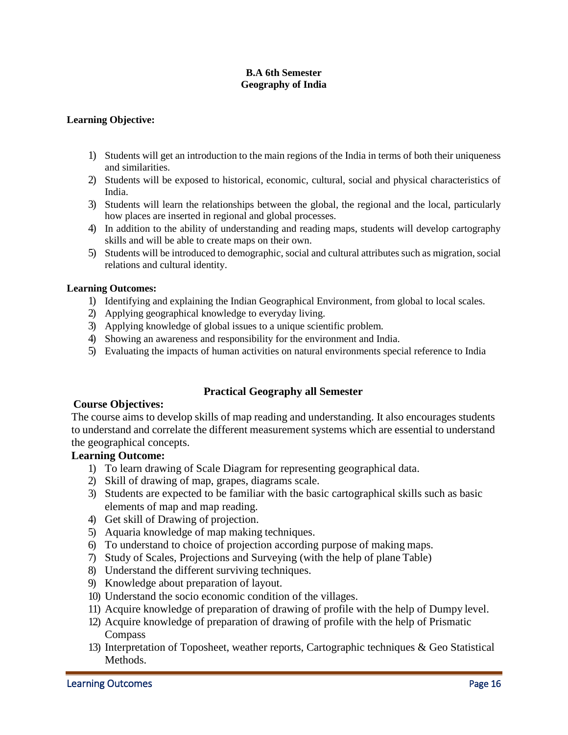**B.A 6th Semester**
**Geography of India**

**Learning Objective:**

1) Students will get an introduction to the main regions of the India in terms of both their uniqueness and similarities.
2) Students will be exposed to historical, economic, cultural, social and physical characteristics of India.
3) Students will learn the relationships between the global, the regional and the local, particularly how places are inserted in regional and global processes.
4) In addition to the ability of understanding and reading maps, students will develop cartography skills and will be able to create maps on their own.
5) Students will be introduced to demographic, social and cultural attributes such as migration, social relations and cultural identity.

**Learning Outcomes:**

1) Identifying and explaining the Indian Geographical Environment, from global to local scales.
2) Applying geographical knowledge to everyday living.
3) Applying knowledge of global issues to a unique scientific problem.
4) Showing an awareness and responsibility for the environment and India.
5) Evaluating the impacts of human activities on natural environments special reference to India

## Practical Geography all Semester

**Course Objectives:**

The course aims to develop skills of map reading and understanding. It also encourages students to understand and correlate the different measurement systems which are essential to understand the geographical concepts.

**Learning Outcome:**

1) To learn drawing of Scale Diagram for representing geographical data.
2) Skill of drawing of map, grapes, diagrams scale.
3) Students are expected to be familiar with the basic cartographical skills such as basic elements of map and map reading.
4) Get skill of Drawing of projection.
5) Aquaria knowledge of map making techniques.
6) To understand to choice of projection according purpose of making maps.
7) Study of Scales, Projections and Surveying (with the help of plane Table)
8) Understand the different surviving techniques.
9) Knowledge about preparation of layout.
10) Understand the socio economic condition of the villages.
11) Acquire knowledge of preparation of drawing of profile with the help of Dumpy level.
12) Acquire knowledge of preparation of drawing of profile with the help of Prismatic Compass
13) Interpretation of Toposheet, weather reports, Cartographic techniques & Geo Statistical Methods.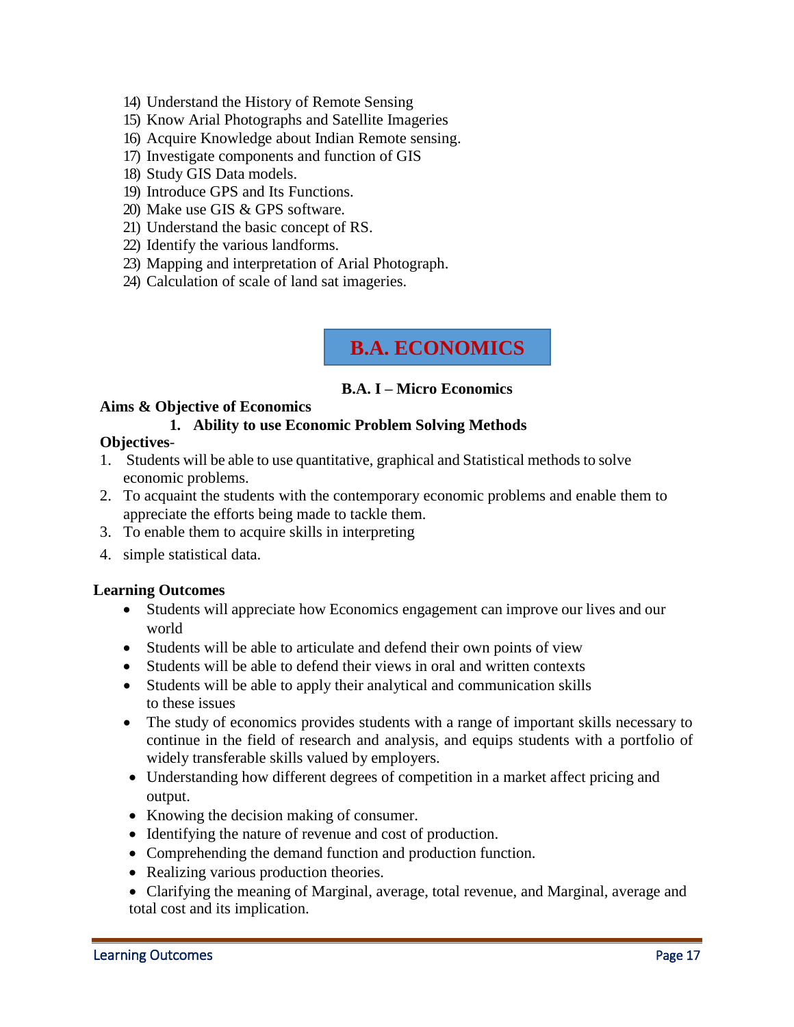14) Understand the History of Remote Sensing
15) Know Arial Photographs and Satellite Imageries
16) Acquire Knowledge about Indian Remote sensing.
17) Investigate components and function of GIS
18) Study GIS Data models.
19) Introduce GPS and Its Functions.
20) Make use GIS & GPS software.
21) Understand the basic concept of RS.
22) Identify the various landforms.
23) Mapping and interpretation of Arial Photograph.
24) Calculation of scale of land sat imageries.

# B.A. ECONOMICS

### B.A. I – Micro Economics

**Aims & Objective of Economics**

**1. Ability to use Economic Problem Solving Methods**

**Objectives**-

1. Students will be able to use quantitative, graphical and Statistical methods to solve economic problems.
2. To acquaint the students with the contemporary economic problems and enable them to appreciate the efforts being made to tackle them.
3. To enable them to acquire skills in interpreting
4. simple statistical data.

**Learning Outcomes**

- Students will appreciate how Economics engagement can improve our lives and our world
- Students will be able to articulate and defend their own points of view
- Students will be able to defend their views in oral and written contexts
- Students will be able to apply their analytical and communication skills to these issues
- The study of economics provides students with a range of important skills necessary to continue in the field of research and analysis, and equips students with a portfolio of widely transferable skills valued by employers.
- Understanding how different degrees of competition in a market affect pricing and output.
- Knowing the decision making of consumer.
- Identifying the nature of revenue and cost of production.
- Comprehending the demand function and production function.
- Realizing various production theories.
- Clarifying the meaning of Marginal, average, total revenue, and Marginal, average and total cost and its implication.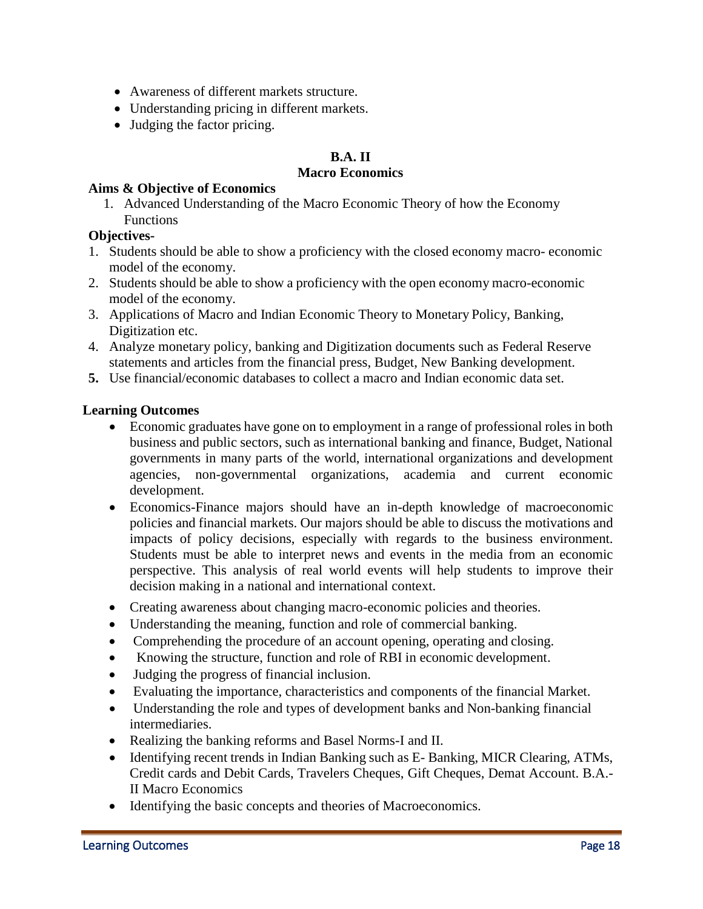- Awareness of different markets structure.
- Understanding pricing in different markets.
- Judging the factor pricing.

## B.A. II
## Macro Economics

**Aims & Objective of Economics**

1. Advanced Understanding of the Macro Economic Theory of how the Economy Functions

**Objectives-**

1. Students should be able to show a proficiency with the closed economy macro- economic model of the economy.
2. Students should be able to show a proficiency with the open economy macro-economic model of the economy.
3. Applications of Macro and Indian Economic Theory to Monetary Policy, Banking, Digitization etc.
4. Analyze monetary policy, banking and Digitization documents such as Federal Reserve statements and articles from the financial press, Budget, New Banking development.
5. Use financial/economic databases to collect a macro and Indian economic data set.

**Learning Outcomes**

- Economic graduates have gone on to employment in a range of professional roles in both business and public sectors, such as international banking and finance, Budget, National governments in many parts of the world, international organizations and development agencies, non-governmental organizations, academia and current economic development.
- Economics-Finance majors should have an in-depth knowledge of macroeconomic policies and financial markets. Our majors should be able to discuss the motivations and impacts of policy decisions, especially with regards to the business environment. Students must be able to interpret news and events in the media from an economic perspective. This analysis of real world events will help students to improve their decision making in a national and international context.
- Creating awareness about changing macro-economic policies and theories.
- Understanding the meaning, function and role of commercial banking.
- Comprehending the procedure of an account opening, operating and closing.
- Knowing the structure, function and role of RBI in economic development.
- Judging the progress of financial inclusion.
- Evaluating the importance, characteristics and components of the financial Market.
- Understanding the role and types of development banks and Non-banking financial intermediaries.
- Realizing the banking reforms and Basel Norms-I and II.
- Identifying recent trends in Indian Banking such as E- Banking, MICR Clearing, ATMs, Credit cards and Debit Cards, Travelers Cheques, Gift Cheques, Demat Account. B.A.-II Macro Economics
- Identifying the basic concepts and theories of Macroeconomics.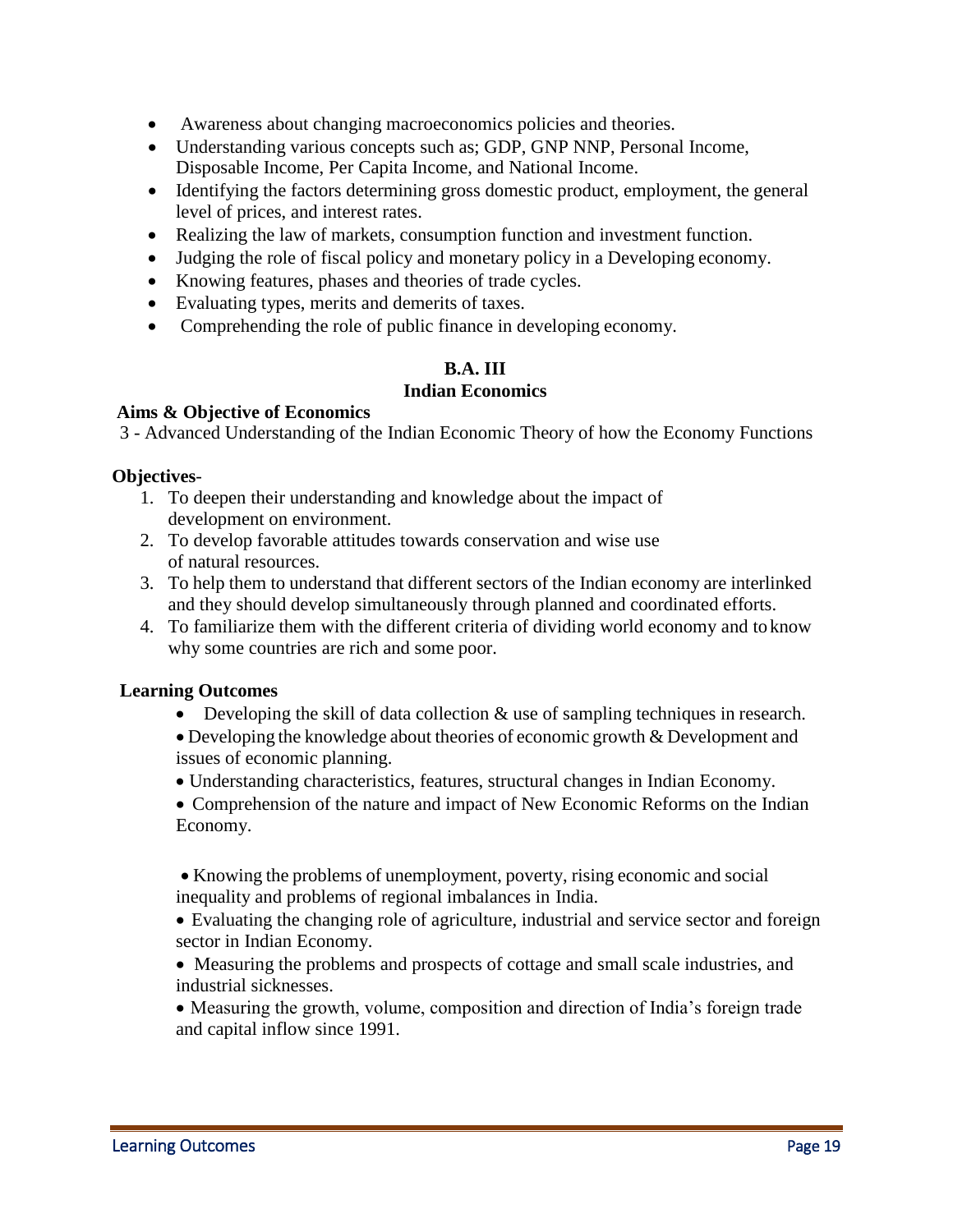- Awareness about changing macroeconomics policies and theories.
- Understanding various concepts such as; GDP, GNP NNP, Personal Income, Disposable Income, Per Capita Income, and National Income.
- Identifying the factors determining gross domestic product, employment, the general level of prices, and interest rates.
- Realizing the law of markets, consumption function and investment function.
- Judging the role of fiscal policy and monetary policy in a Developing economy.
- Knowing features, phases and theories of trade cycles.
- Evaluating types, merits and demerits of taxes.
- Comprehending the role of public finance in developing economy.

## B.A. III
## Indian Economics

**Aims & Objective of Economics**

3 - Advanced Understanding of the Indian Economic Theory of how the Economy Functions

**Objectives**-

1. To deepen their understanding and knowledge about the impact of development on environment.
2. To develop favorable attitudes towards conservation and wise use of natural resources.
3. To help them to understand that different sectors of the Indian economy are interlinked and they should develop simultaneously through planned and coordinated efforts.
4. To familiarize them with the different criteria of dividing world economy and to know why some countries are rich and some poor.

**Learning Outcomes**

- Developing the skill of data collection & use of sampling techniques in research.
- Developing the knowledge about theories of economic growth & Development and issues of economic planning.
- Understanding characteristics, features, structural changes in Indian Economy.
- Comprehension of the nature and impact of New Economic Reforms on the Indian Economy.
- Knowing the problems of unemployment, poverty, rising economic and social inequality and problems of regional imbalances in India.
- Evaluating the changing role of agriculture, industrial and service sector and foreign sector in Indian Economy.
- Measuring the problems and prospects of cottage and small scale industries, and industrial sicknesses.
- Measuring the growth, volume, composition and direction of India's foreign trade and capital inflow since 1991.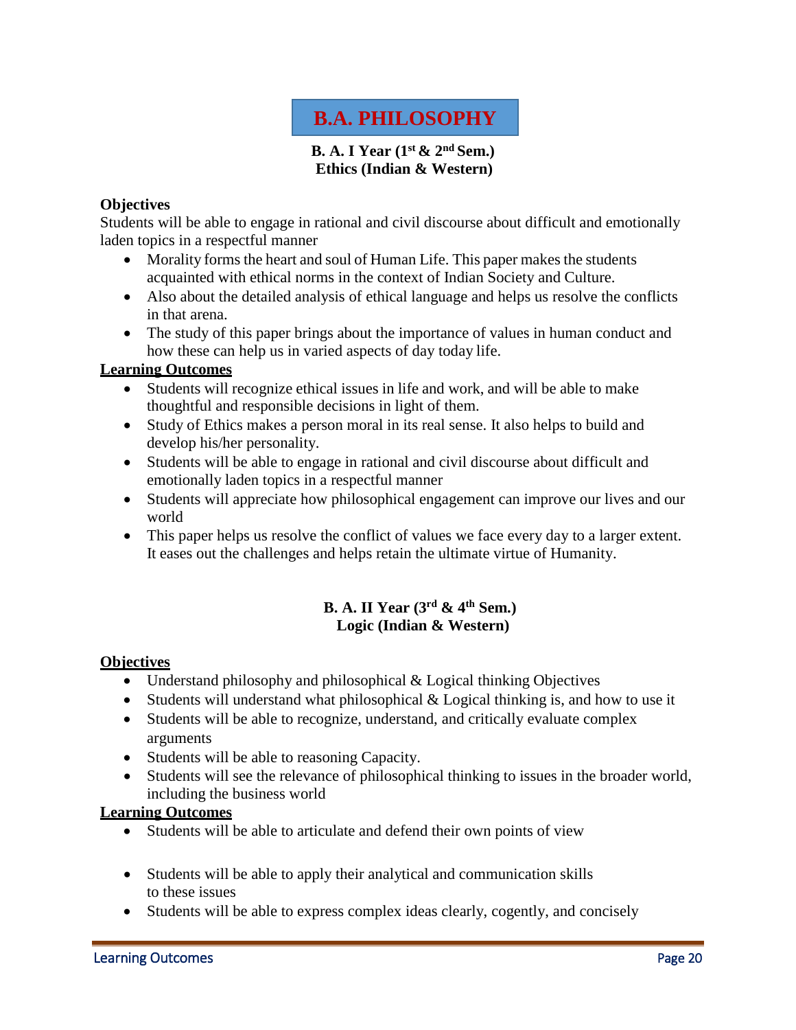# B.A. PHILOSOPHY

**B. A. I Year (1st & 2nd Sem.)**
**Ethics (Indian & Western)**

**Objectives**

Students will be able to engage in rational and civil discourse about difficult and emotionally laden topics in a respectful manner

- Morality forms the heart and soul of Human Life. This paper makes the students acquainted with ethical norms in the context of Indian Society and Culture.
- Also about the detailed analysis of ethical language and helps us resolve the conflicts in that arena.
- The study of this paper brings about the importance of values in human conduct and how these can help us in varied aspects of day today life.

**Learning Outcomes**

- Students will recognize ethical issues in life and work, and will be able to make thoughtful and responsible decisions in light of them.
- Study of Ethics makes a person moral in its real sense. It also helps to build and develop his/her personality.
- Students will be able to engage in rational and civil discourse about difficult and emotionally laden topics in a respectful manner
- Students will appreciate how philosophical engagement can improve our lives and our world
- This paper helps us resolve the conflict of values we face every day to a larger extent. It eases out the challenges and helps retain the ultimate virtue of Humanity.

**B. A. II Year (3rd & 4th Sem.)**
**Logic (Indian & Western)**

**Objectives**

- Understand philosophy and philosophical & Logical thinking Objectives
- Students will understand what philosophical & Logical thinking is, and how to use it
- Students will be able to recognize, understand, and critically evaluate complex arguments
- Students will be able to reasoning Capacity.
- Students will see the relevance of philosophical thinking to issues in the broader world, including the business world

**Learning Outcomes**

- Students will be able to articulate and defend their own points of view
- Students will be able to apply their analytical and communication skills to these issues
- Students will be able to express complex ideas clearly, cogently, and concisely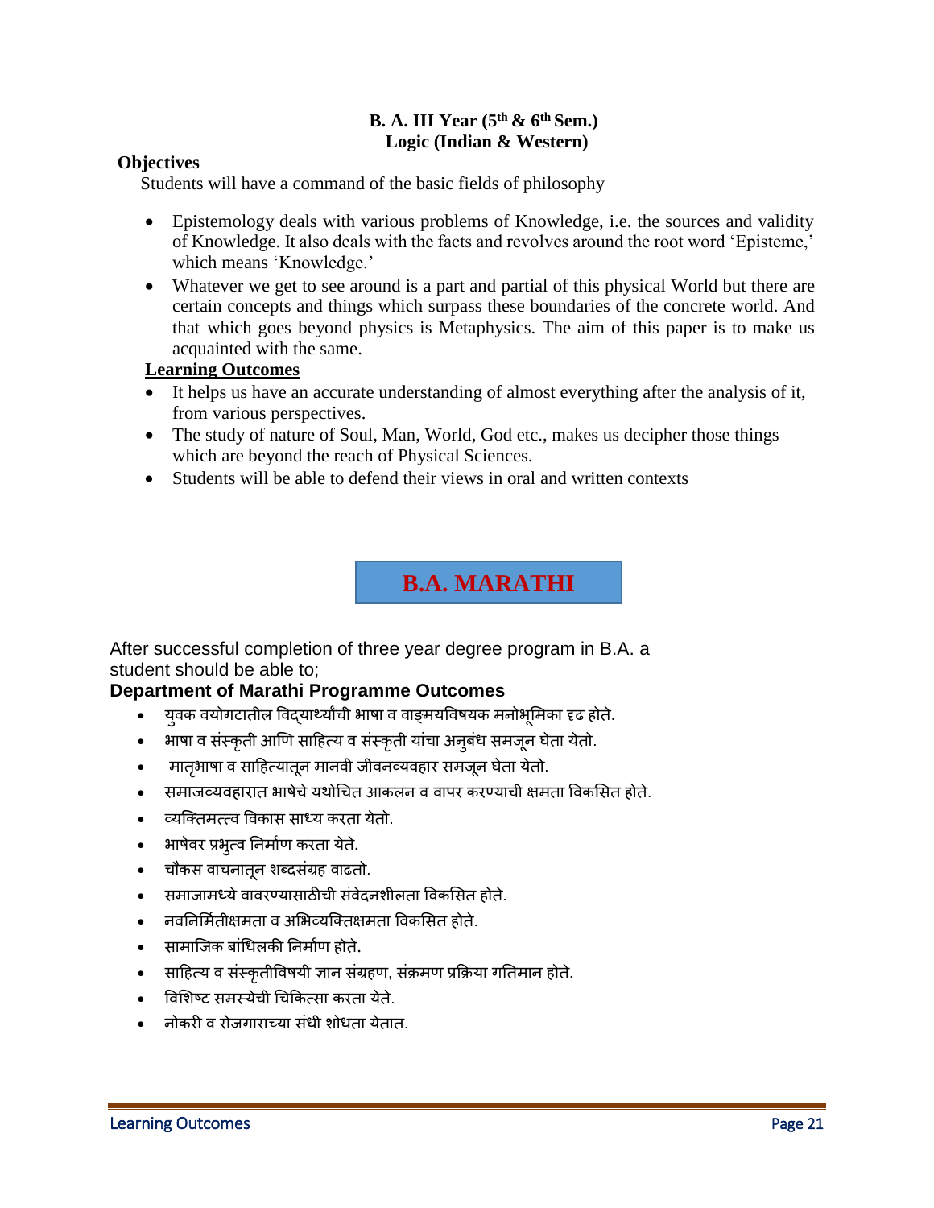**B. A. III Year (5th & 6th Sem.)**
**Logic (Indian & Western)**

**Objectives**

Students will have a command of the basic fields of philosophy

- Epistemology deals with various problems of Knowledge, i.e. the sources and validity of Knowledge. It also deals with the facts and revolves around the root word 'Episteme,' which means 'Knowledge.'
- Whatever we get to see around is a part and partial of this physical World but there are certain concepts and things which surpass these boundaries of the concrete world. And that which goes beyond physics is Metaphysics. The aim of this paper is to make us acquainted with the same.

**Learning Outcomes**

- It helps us have an accurate understanding of almost everything after the analysis of it, from various perspectives.
- The study of nature of Soul, Man, World, God etc., makes us decipher those things which are beyond the reach of Physical Sciences.
- Students will be able to defend their views in oral and written contexts

# B.A. MARATHI

After successful completion of three year degree program in B.A. a student should be able to;

**Department of Marathi Programme Outcomes**

- युवक वयोगटातील विद्यार्थ्यांची भाषा व वाङ्मयविषयक मनोभूमिका दृढ होते.
- भाषा व संस्कृती आणि साहित्य व संस्कृती यांचा अनुबंध समजून घेता येतो.
- मातृभाषा व साहित्यातून मानवी जीवनव्यवहार समजून घेता येतो.
- समाजव्यवहारात भाषेचे यथोचित आकलन व वापर करण्याची क्षमता विकसित होते.
- व्यक्तिमत्त्व विकास साध्य करता येतो.
- भाषेवर प्रभुत्व निर्माण करता येते.
- चौकस वाचनातून शब्दसंग्रह वाढतो.
- समाजामध्ये वावरण्यासाठीची संवेदनशीलता विकसित होते.
- नवनिर्मितीक्षमता व अभिव्यक्तिक्षमता विकसित होते.
- सामाजिक बांधिलकी निर्माण होते.
- साहित्य व संस्कृतीविषयी ज्ञान संग्रहण, संक्रमण प्रक्रिया गतिमान होते.
- विशिष्ट समस्येची चिकित्सा करता येते.
- नोकरी व रोजगाराच्या संधी शोधता येतात.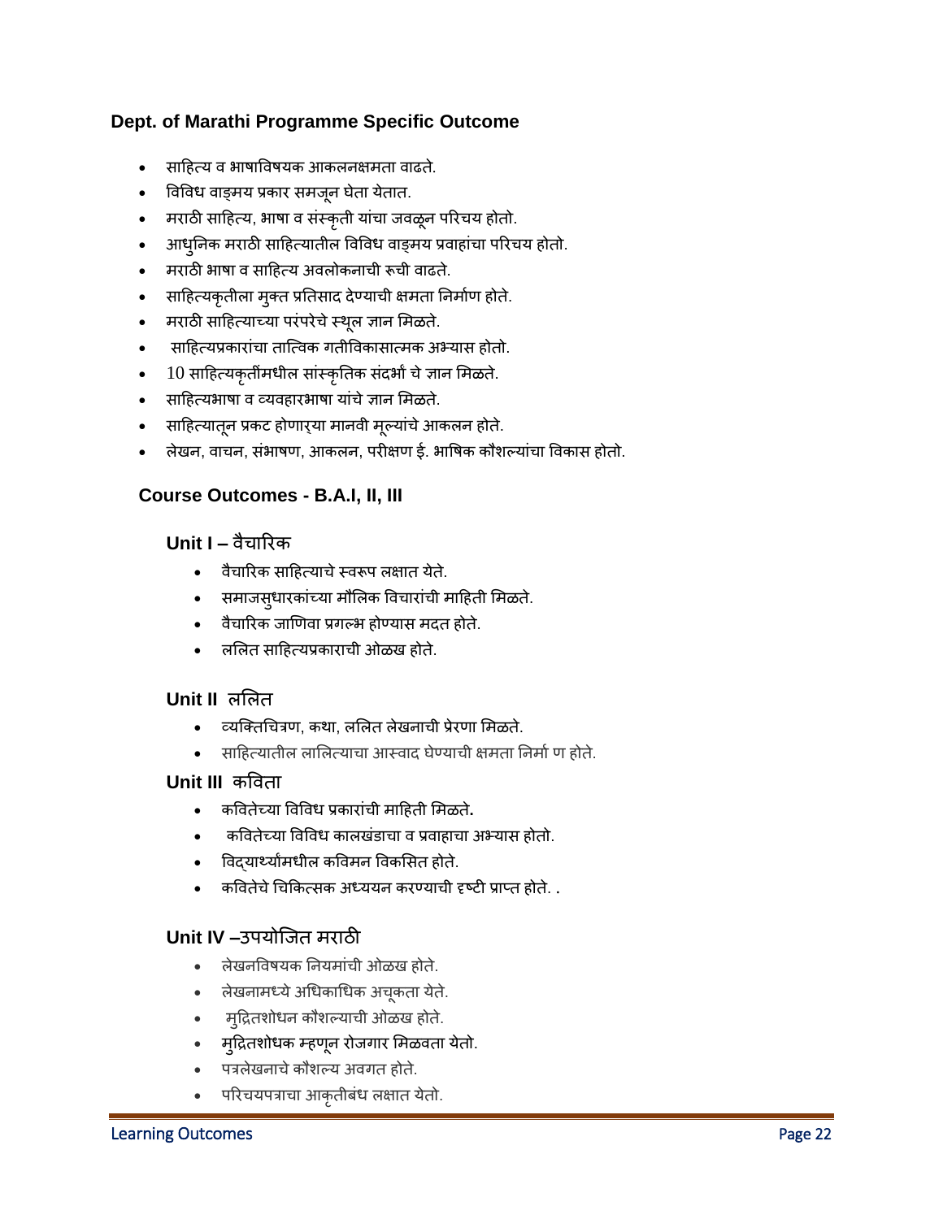## Dept. of Marathi Programme Specific Outcome

- साहित्य व भाषाविषयक आकलनक्षमता वाढते.
- विविध वाङ्मय प्रकार समजून घेता येतात.
- मराठी साहित्य, भाषा व संस्कृती यांचा जवळून परिचय होतो.
- आधुनिक मराठी साहित्यातील विविध वाङ्मय प्रवाहांचा परिचय होतो.
- मराठी भाषा व साहित्य अवलोकनाची रूची वाढते.
- साहित्यकृतीला मुक्त प्रतिसाद देण्याची क्षमता निर्माण होते.
- मराठी साहित्याच्या परंपरेचे स्थूल ज्ञान मिळते.
- साहित्यप्रकारांचा तात्विक गतीविकासात्मक अभ्यास होतो.
- 10 साहित्यकृतींमधील सांस्कृतिक संदर्भा चे ज्ञान मिळते.
- साहित्यभाषा व व्यवहारभाषा यांचे ज्ञान मिळते.
- साहित्यातून प्रकट होणाऱ्या मानवी मूल्यांचे आकलन होते.
- लेखन, वाचन, संभाषण, आकलन, परीक्षण ई. भाषिक कौशल्यांचा विकास होतो.

### Course Outcomes - B.A.I, II, III

#### Unit I – वैचारिक

- वैचारिक साहित्याचे स्वरूप लक्षात येते.
- समाजसुधारकांच्या मौलिक विचारांची माहिती मिळते.
- वैचारिक जाणिवा प्रगल्भ होण्यास मदत होते.
- ललित साहित्यप्रकाराची ओळख होते.

#### Unit II ललित

- व्यक्तिचित्रण, कथा, ललित लेखनाची प्रेरणा मिळते.
- साहित्यातील लालित्याचा आस्वाद घेण्याची क्षमता निर्मा ण होते.

#### Unit III कविता

- कवितेच्या विविध प्रकारांची माहिती मिळते.
- कवितेच्या विविध कालखंडाचा व प्रवाहाचा अभ्यास होतो.
- विद्यार्थ्यांमधील कविमन विकसित होते.
- कवितेचे चिकित्सक अध्ययन करण्याची दृष्टी प्राप्त होते. .

#### Unit IV –उपयोजित मराठी

- लेखनविषयक नियमांची ओळख होते.
- लेखनामध्ये अधिकाधिक अचूकता येते.
- मुद्रितशोधन कौशल्याची ओळख होते.
- मुद्रितशोधक म्हणून रोजगार मिळवता येतो.
- पत्रलेखनाचे कौशल्य अवगत होते.
- परिचयपत्राचा आकृतीबंध लक्षात येतो.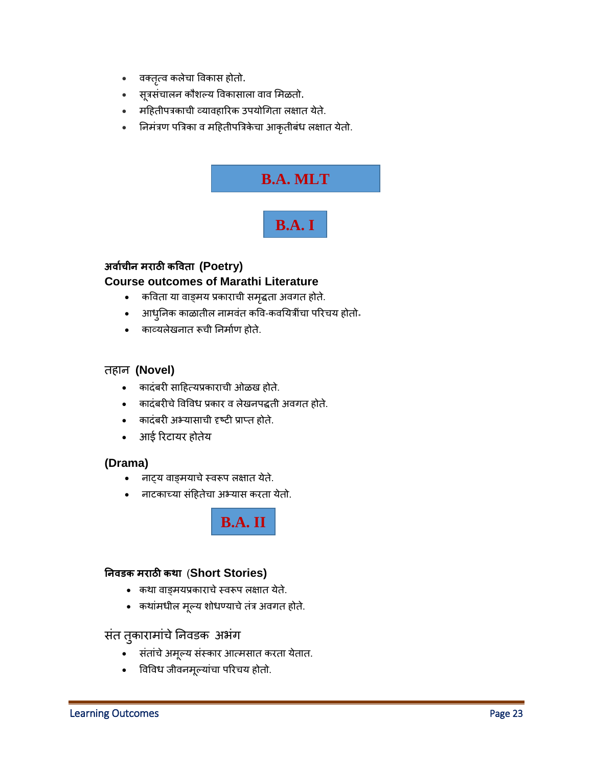- वक्तृत्व कलेचा विकास होतो.
- सूत्रसंचालन कौशल्य विकासाला वाव मिळतो.
- महितीपत्रकाची व्यावहारिक उपयोगिता लक्षात येते.
- निमंत्रण पत्रिका व महितीपत्रिकेचा आकृतीबंध लक्षात येतो.

# B.A. MLT

## B.A. I

**अर्वाचीन मराठी कविता (Poetry)**

**Course outcomes of Marathi Literature**

- कविता या वाङ्मय प्रकाराची समृद्धता अवगत होते.
- आधुनिक काळातील नामवंत कवि-कवयित्रींचा परिचय होतो。
- काव्यलेखनात रूची निर्माण होते.

तहान **(Novel)**

- कादंबरी साहित्यप्रकाराची ओळख होते.
- कादंबरीचे विविध प्रकार व लेखनपद्धती अवगत होते.
- कादंबरी अभ्यासाची दृष्टी प्राप्त होते.
- आई रिटायर होतेय

**(Drama)**

- नाट्य वाङ्मयाचे स्वरूप लक्षात येते.
- नाटकाच्या संहितेचा अभ्यास करता येतो.

## B.A. II

**निवडक मराठी कथा (Short Stories)**

- कथा वाङ्मयप्रकाराचे स्वरूप लक्षात येते.
- कथांमधील मूल्य शोधण्याचे तंत्र अवगत होते.

संत तुकारामांचे निवडक अभंग

- संतांचे अमूल्य संस्कार आत्मसात करता येतात.
- विविध जीवनमूल्यांचा परिचय होतो.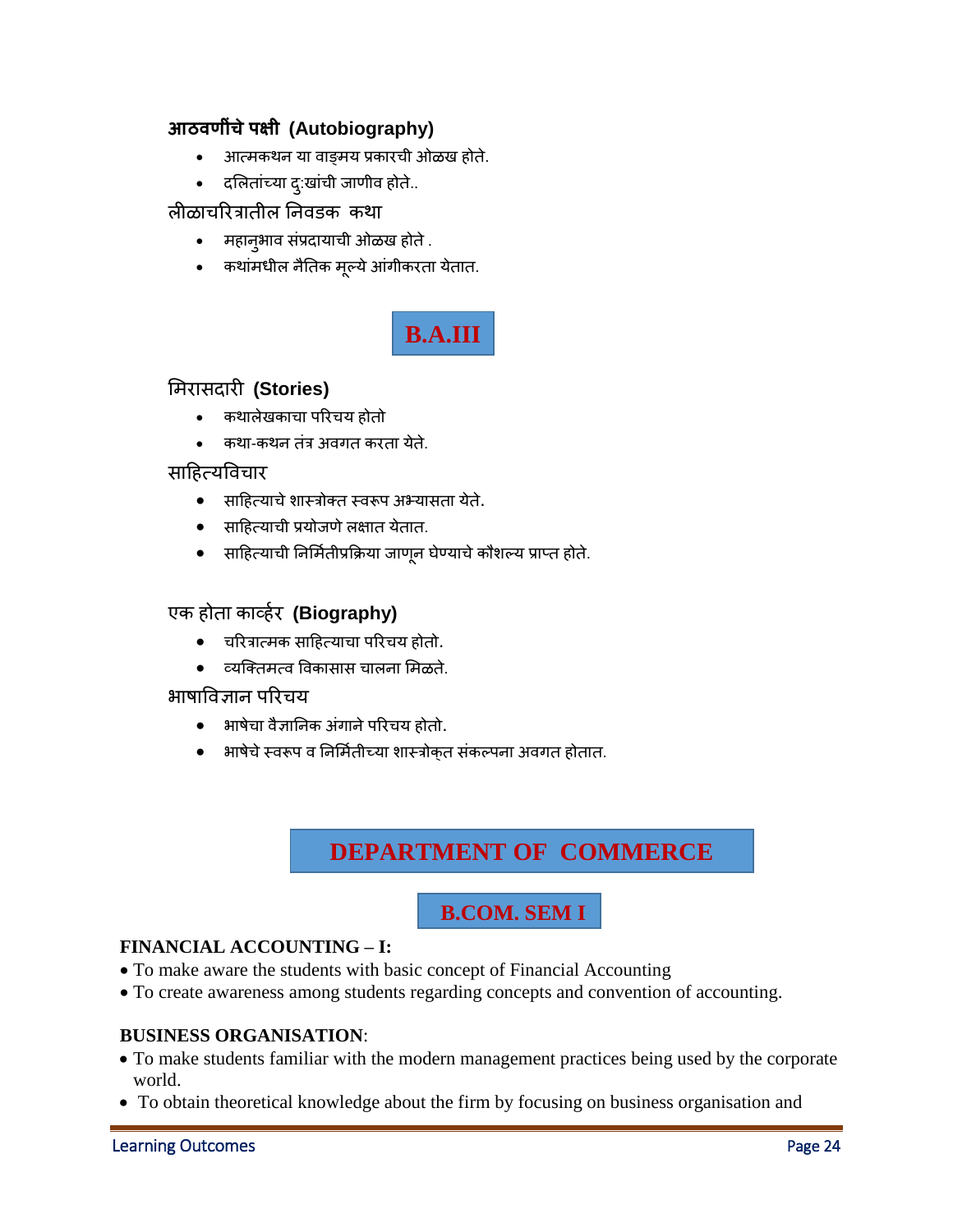**आठवणींचे पक्षी (Autobiography)**

- आत्मकथन या वाङ्मय प्रकारची ओळख होते.
- दलितांच्या दु:खांची जाणीव होते..

लीळाचरित्रातील निवडक कथा

- महानुभाव संप्रदायाची ओळख होते .
- कथांमधील नैतिक मूल्ये आंगीकरता येतात.

## B.A.III

मिरासदारी **(Stories)**

- कथालेखकाचा परिचय होतो
- कथा-कथन तंत्र अवगत करता येते.

साहित्यविचार

- साहित्याचे शास्त्रोक्त स्वरूप अभ्यासता येते.
- साहित्याची प्रयोजणे लक्षात येतात.
- साहित्याची निर्मितीप्रक्रिया जाणून घेण्याचे कौशल्य प्राप्त होते.

एक होता कार्व्हर **(Biography)**

- चरित्रात्मक साहित्याचा परिचय होतो.
- व्यक्तिमत्व विकासास चालना मिळते.

भाषाविज्ञान परिचय

- भाषेचा वैज्ञानिक अंगाने परिचय होतो.
- भाषेचे स्वरूप व निर्मितीच्या शास्त्रोक्त संकल्पना अवगत होतात.

# DEPARTMENT OF COMMERCE

## B.COM. SEM I

**FINANCIAL ACCOUNTING – I:**

- To make aware the students with basic concept of Financial Accounting
- To create awareness among students regarding concepts and convention of accounting.

**BUSINESS ORGANISATION**:

- To make students familiar with the modern management practices being used by the corporate world.
- To obtain theoretical knowledge about the firm by focusing on business organisation and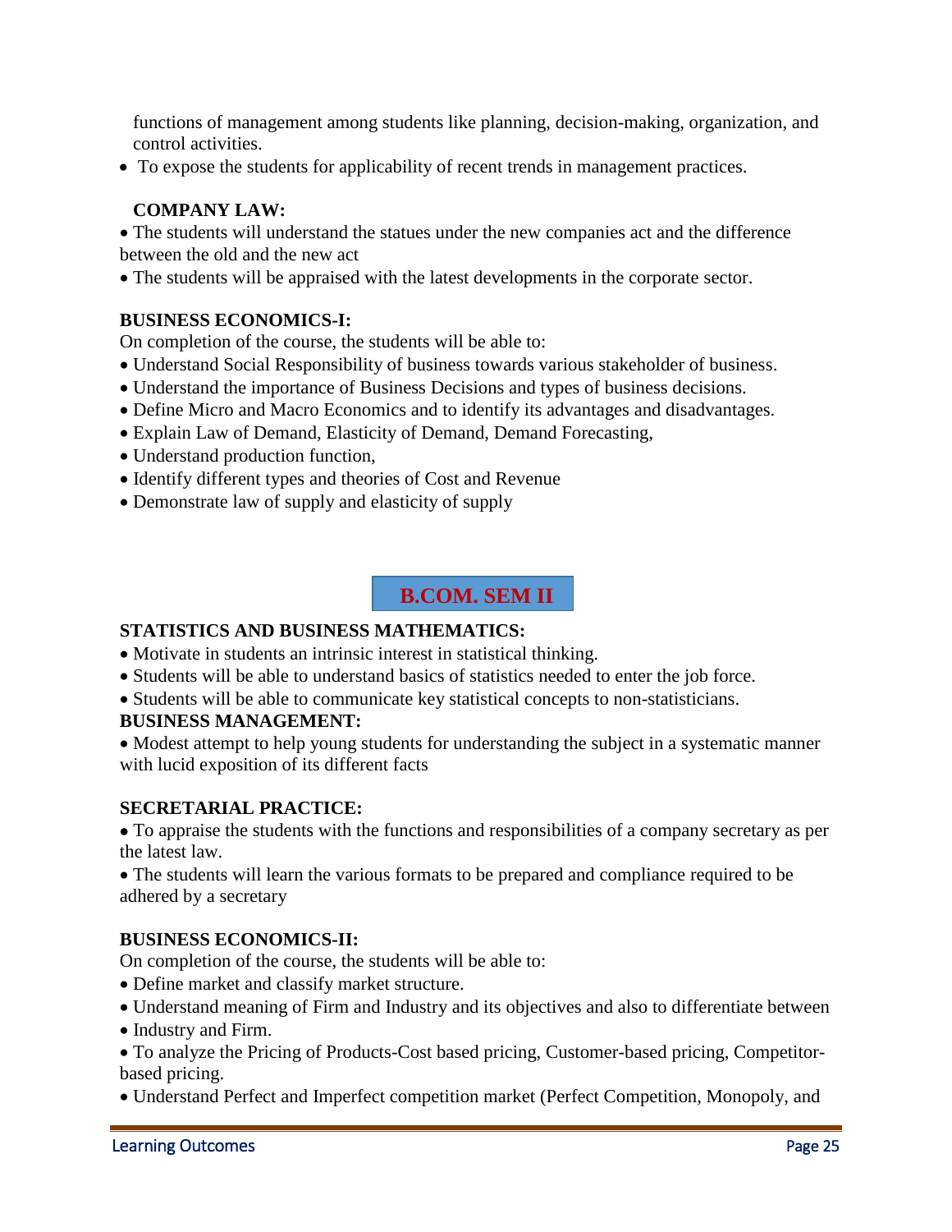functions of management among students like planning, decision-making, organization, and control activities.

- To expose the students for applicability of recent trends in management practices.

**COMPANY LAW:**

- The students will understand the statues under the new companies act and the difference between the old and the new act
- The students will be appraised with the latest developments in the corporate sector.

**BUSINESS ECONOMICS-I:**

On completion of the course, the students will be able to:

- Understand Social Responsibility of business towards various stakeholder of business.
- Understand the importance of Business Decisions and types of business decisions.
- Define Micro and Macro Economics and to identify its advantages and disadvantages.
- Explain Law of Demand, Elasticity of Demand, Demand Forecasting,
- Understand production function,
- Identify different types and theories of Cost and Revenue
- Demonstrate law of supply and elasticity of supply

## B.COM. SEM II

**STATISTICS AND BUSINESS MATHEMATICS:**

- Motivate in students an intrinsic interest in statistical thinking.
- Students will be able to understand basics of statistics needed to enter the job force.
- Students will be able to communicate key statistical concepts to non-statisticians.

**BUSINESS MANAGEMENT:**

- Modest attempt to help young students for understanding the subject in a systematic manner with lucid exposition of its different facts

**SECRETARIAL PRACTICE:**

- To appraise the students with the functions and responsibilities of a company secretary as per the latest law.
- The students will learn the various formats to be prepared and compliance required to be adhered by a secretary

**BUSINESS ECONOMICS-II:**

On completion of the course, the students will be able to:

- Define market and classify market structure.
- Understand meaning of Firm and Industry and its objectives and also to differentiate between
- Industry and Firm.
- To analyze the Pricing of Products-Cost based pricing, Customer-based pricing, Competitor-based pricing.
- Understand Perfect and Imperfect competition market (Perfect Competition, Monopoly, and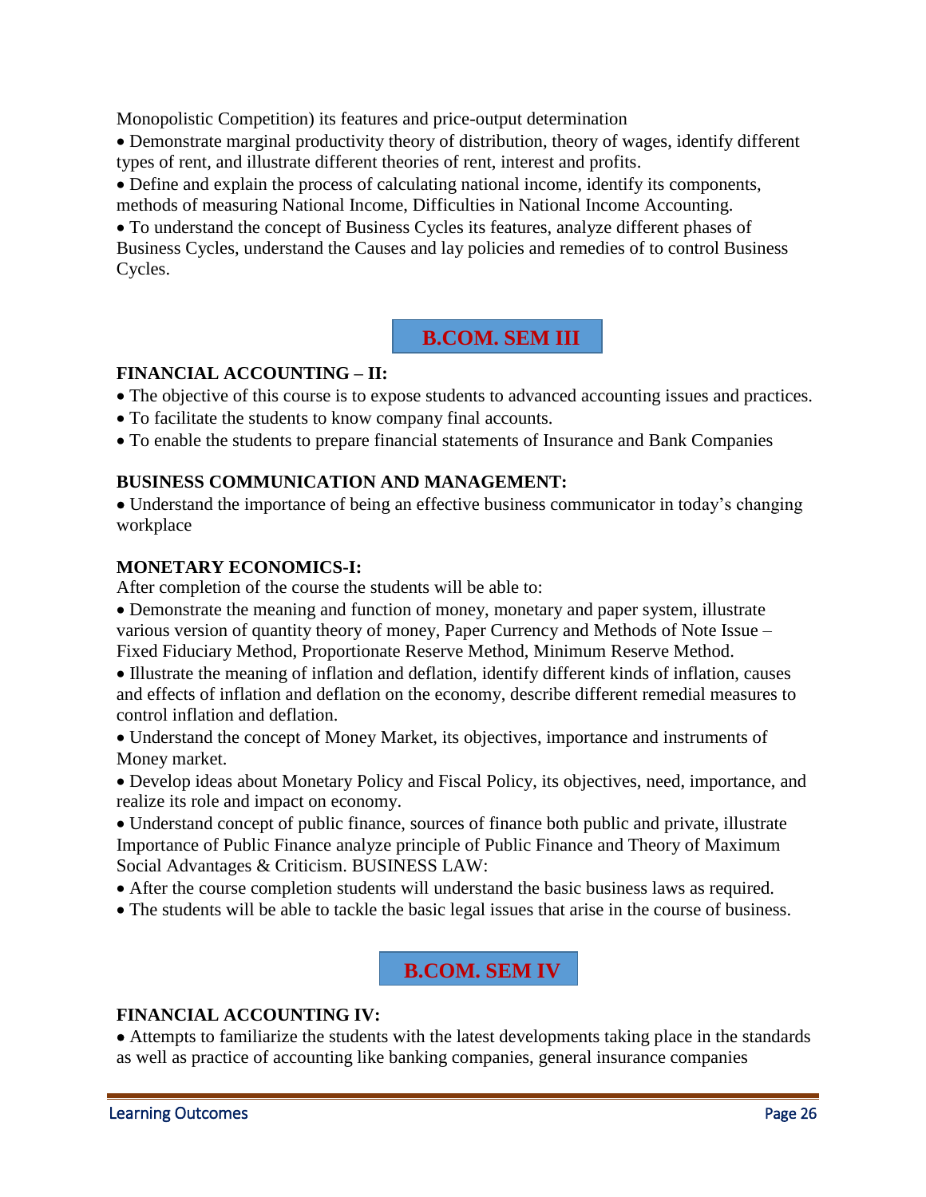Monopolistic Competition) its features and price-output determination

- Demonstrate marginal productivity theory of distribution, theory of wages, identify different types of rent, and illustrate different theories of rent, interest and profits.
- Define and explain the process of calculating national income, identify its components, methods of measuring National Income, Difficulties in National Income Accounting.
- To understand the concept of Business Cycles its features, analyze different phases of Business Cycles, understand the Causes and lay policies and remedies of to control Business Cycles.

## B.COM. SEM III

**FINANCIAL ACCOUNTING – II:**

- The objective of this course is to expose students to advanced accounting issues and practices.
- To facilitate the students to know company final accounts.
- To enable the students to prepare financial statements of Insurance and Bank Companies

**BUSINESS COMMUNICATION AND MANAGEMENT:**

- Understand the importance of being an effective business communicator in today's changing workplace

**MONETARY ECONOMICS-I:**

After completion of the course the students will be able to:

- Demonstrate the meaning and function of money, monetary and paper system, illustrate various version of quantity theory of money, Paper Currency and Methods of Note Issue – Fixed Fiduciary Method, Proportionate Reserve Method, Minimum Reserve Method.
- Illustrate the meaning of inflation and deflation, identify different kinds of inflation, causes and effects of inflation and deflation on the economy, describe different remedial measures to control inflation and deflation.
- Understand the concept of Money Market, its objectives, importance and instruments of Money market.
- Develop ideas about Monetary Policy and Fiscal Policy, its objectives, need, importance, and realize its role and impact on economy.
- Understand concept of public finance, sources of finance both public and private, illustrate Importance of Public Finance analyze principle of Public Finance and Theory of Maximum Social Advantages & Criticism. BUSINESS LAW:
- After the course completion students will understand the basic business laws as required.
- The students will be able to tackle the basic legal issues that arise in the course of business.

## B.COM. SEM IV

**FINANCIAL ACCOUNTING IV:**

- Attempts to familiarize the students with the latest developments taking place in the standards as well as practice of accounting like banking companies, general insurance companies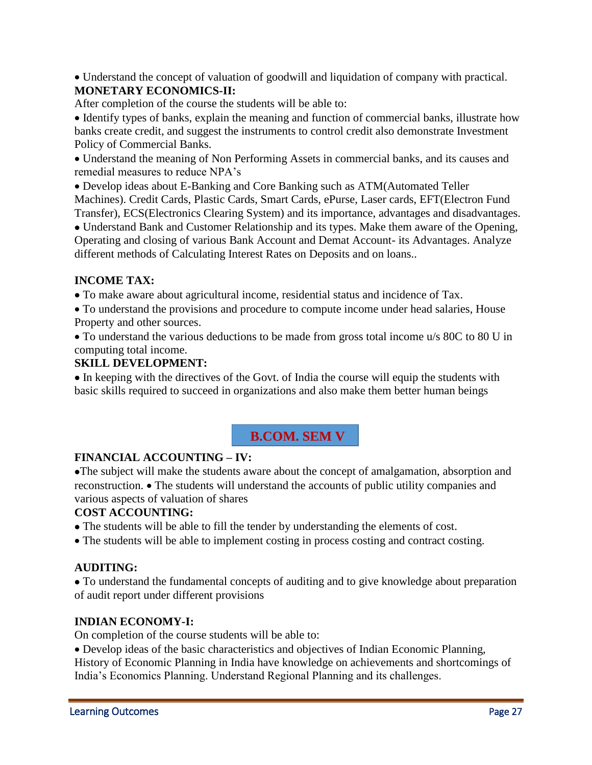- Understand the concept of valuation of goodwill and liquidation of company with practical.

**MONETARY ECONOMICS-II:**

After completion of the course the students will be able to:

- Identify types of banks, explain the meaning and function of commercial banks, illustrate how banks create credit, and suggest the instruments to control credit also demonstrate Investment Policy of Commercial Banks.
- Understand the meaning of Non Performing Assets in commercial banks, and its causes and remedial measures to reduce NPA's
- Develop ideas about E-Banking and Core Banking such as ATM(Automated Teller Machines). Credit Cards, Plastic Cards, Smart Cards, ePurse, Laser cards, EFT(Electron Fund Transfer), ECS(Electronics Clearing System) and its importance, advantages and disadvantages.
- Understand Bank and Customer Relationship and its types. Make them aware of the Opening, Operating and closing of various Bank Account and Demat Account- its Advantages. Analyze different methods of Calculating Interest Rates on Deposits and on loans..

**INCOME TAX:**

- To make aware about agricultural income, residential status and incidence of Tax.
- To understand the provisions and procedure to compute income under head salaries, House Property and other sources.
- To understand the various deductions to be made from gross total income u/s 80C to 80 U in computing total income.

**SKILL DEVELOPMENT:**

- In keeping with the directives of the Govt. of India the course will equip the students with basic skills required to succeed in organizations and also make them better human beings

## B.COM. SEM V

**FINANCIAL ACCOUNTING – IV:**

- The subject will make the students aware about the concept of amalgamation, absorption and reconstruction.
- The students will understand the accounts of public utility companies and various aspects of valuation of shares

**COST ACCOUNTING:**

- The students will be able to fill the tender by understanding the elements of cost.
- The students will be able to implement costing in process costing and contract costing.

**AUDITING:**

- To understand the fundamental concepts of auditing and to give knowledge about preparation of audit report under different provisions

**INDIAN ECONOMY-I:**

On completion of the course students will be able to:

- Develop ideas of the basic characteristics and objectives of Indian Economic Planning, History of Economic Planning in India have knowledge on achievements and shortcomings of India's Economics Planning. Understand Regional Planning and its challenges.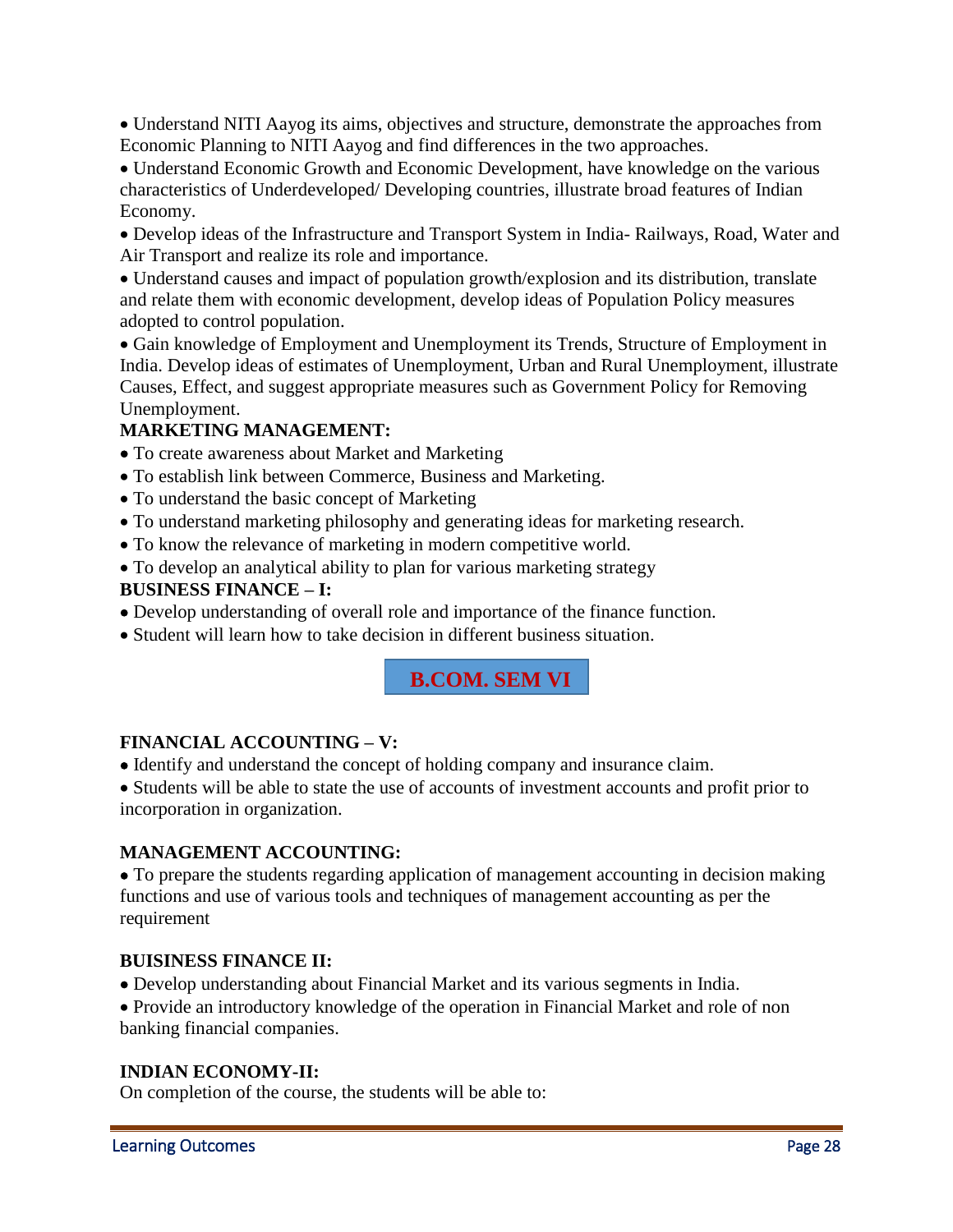- Understand NITI Aayog its aims, objectives and structure, demonstrate the approaches from Economic Planning to NITI Aayog and find differences in the two approaches.
- Understand Economic Growth and Economic Development, have knowledge on the various characteristics of Underdeveloped/ Developing countries, illustrate broad features of Indian Economy.
- Develop ideas of the Infrastructure and Transport System in India- Railways, Road, Water and Air Transport and realize its role and importance.
- Understand causes and impact of population growth/explosion and its distribution, translate and relate them with economic development, develop ideas of Population Policy measures adopted to control population.
- Gain knowledge of Employment and Unemployment its Trends, Structure of Employment in India. Develop ideas of estimates of Unemployment, Urban and Rural Unemployment, illustrate Causes, Effect, and suggest appropriate measures such as Government Policy for Removing Unemployment.

**MARKETING MANAGEMENT:**

- To create awareness about Market and Marketing
- To establish link between Commerce, Business and Marketing.
- To understand the basic concept of Marketing
- To understand marketing philosophy and generating ideas for marketing research.
- To know the relevance of marketing in modern competitive world.
- To develop an analytical ability to plan for various marketing strategy

**BUSINESS FINANCE – I:**

- Develop understanding of overall role and importance of the finance function.
- Student will learn how to take decision in different business situation.

## B.COM. SEM VI

**FINANCIAL ACCOUNTING – V:**

- Identify and understand the concept of holding company and insurance claim.
- Students will be able to state the use of accounts of investment accounts and profit prior to incorporation in organization.

**MANAGEMENT ACCOUNTING:**

- To prepare the students regarding application of management accounting in decision making functions and use of various tools and techniques of management accounting as per the requirement

**BUISINESS FINANCE II:**

- Develop understanding about Financial Market and its various segments in India.
- Provide an introductory knowledge of the operation in Financial Market and role of non banking financial companies.

**INDIAN ECONOMY-II:**

On completion of the course, the students will be able to: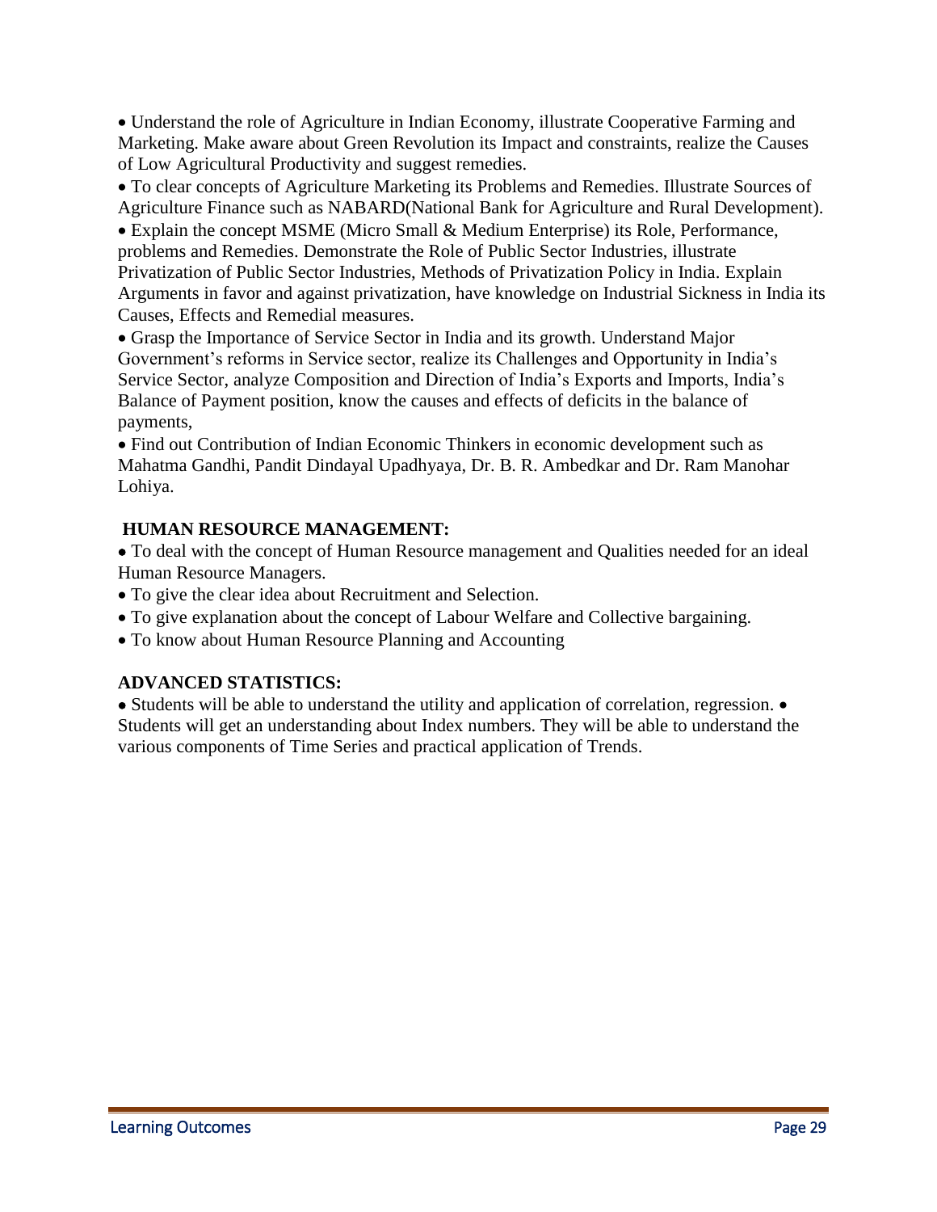- Understand the role of Agriculture in Indian Economy, illustrate Cooperative Farming and Marketing. Make aware about Green Revolution its Impact and constraints, realize the Causes of Low Agricultural Productivity and suggest remedies.
- To clear concepts of Agriculture Marketing its Problems and Remedies. Illustrate Sources of Agriculture Finance such as NABARD(National Bank for Agriculture and Rural Development).
- Explain the concept MSME (Micro Small & Medium Enterprise) its Role, Performance, problems and Remedies. Demonstrate the Role of Public Sector Industries, illustrate Privatization of Public Sector Industries, Methods of Privatization Policy in India. Explain Arguments in favor and against privatization, have knowledge on Industrial Sickness in India its Causes, Effects and Remedial measures.
- Grasp the Importance of Service Sector in India and its growth. Understand Major Government's reforms in Service sector, realize its Challenges and Opportunity in India's Service Sector, analyze Composition and Direction of India's Exports and Imports, India's Balance of Payment position, know the causes and effects of deficits in the balance of payments,
- Find out Contribution of Indian Economic Thinkers in economic development such as Mahatma Gandhi, Pandit Dindayal Upadhyaya, Dr. B. R. Ambedkar and Dr. Ram Manohar Lohiya.

## HUMAN RESOURCE MANAGEMENT:

- To deal with the concept of Human Resource management and Qualities needed for an ideal Human Resource Managers.
- To give the clear idea about Recruitment and Selection.
- To give explanation about the concept of Labour Welfare and Collective bargaining.
- To know about Human Resource Planning and Accounting

## ADVANCED STATISTICS:

- Students will be able to understand the utility and application of correlation, regression.
- Students will get an understanding about Index numbers. They will be able to understand the various components of Time Series and practical application of Trends.